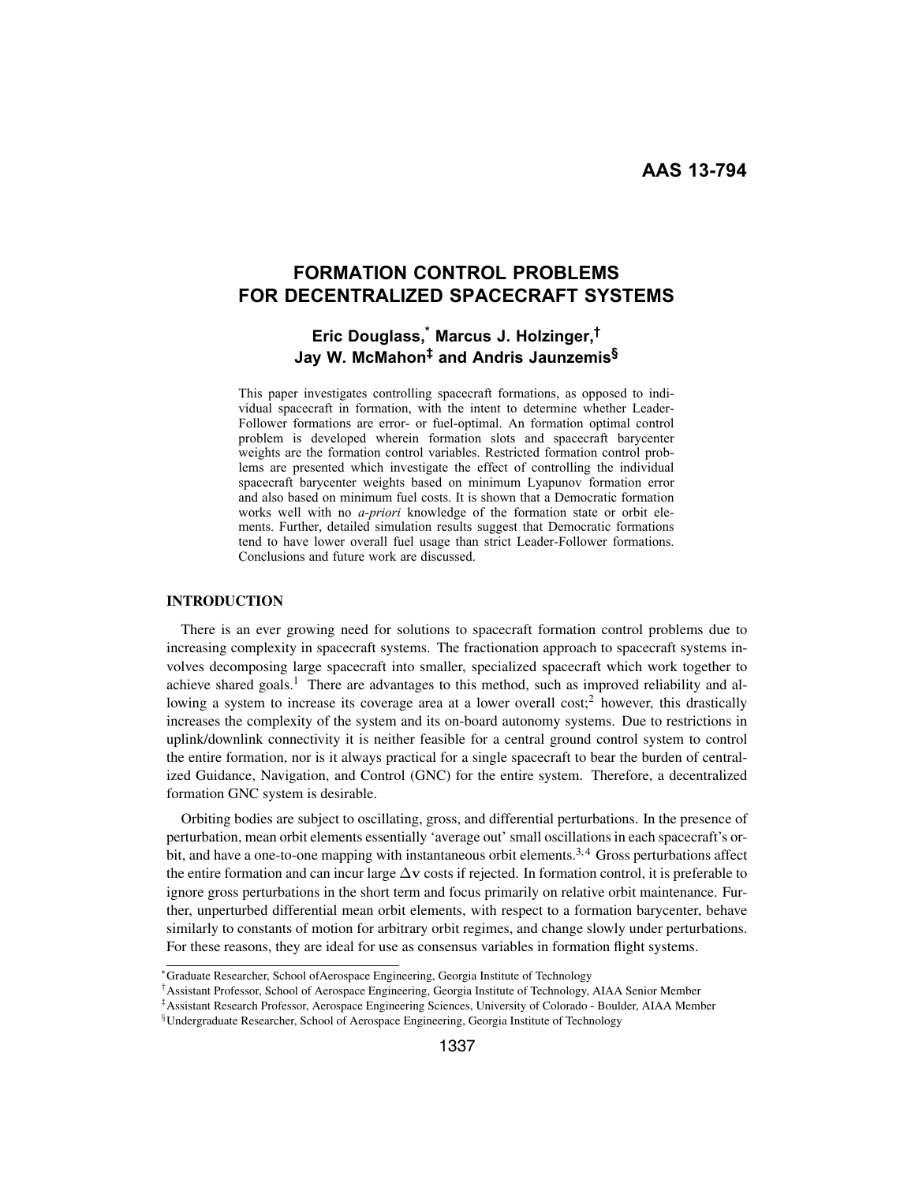**AAS 13-794**

# FORMATION CONTROL PROBLEMS FOR DECENTRALIZED SPACECRAFT SYSTEMS

**Eric Douglass,[*] Marcus J. Holzinger,[†] Jay W. McMahon[‡] and Andris Jaunzemis[§]**

This paper investigates controlling spacecraft formations, as opposed to individual spacecraft in formation, with the intent to determine whether Leader-Follower formations are error- or fuel-optimal. An formation optimal control problem is developed wherein formation slots and spacecraft barycenter weights are the formation control variables. Restricted formation control problems are presented which investigate the effect of controlling the individual spacecraft barycenter weights based on minimum Lyapunov formation error and also based on minimum fuel costs. It is shown that a Democratic formation works well with no *a-priori* knowledge of the formation state or orbit elements. Further, detailed simulation results suggest that Democratic formations tend to have lower overall fuel usage than strict Leader-Follower formations. Conclusions and future work are discussed.

## INTRODUCTION

There is an ever growing need for solutions to spacecraft formation control problems due to increasing complexity in spacecraft systems. The fractionation approach to spacecraft systems involves decomposing large spacecraft into smaller, specialized spacecraft which work together to achieve shared goals.[1] There are advantages to this method, such as improved reliability and allowing a system to increase its coverage area at a lower overall cost;[2] however, this drastically increases the complexity of the system and its on-board autonomy systems. Due to restrictions in uplink/downlink connectivity it is neither feasible for a central ground control system to control the entire formation, nor is it always practical for a single spacecraft to bear the burden of centralized Guidance, Navigation, and Control (GNC) for the entire system. Therefore, a decentralized formation GNC system is desirable.

Orbiting bodies are subject to oscillating, gross, and differential perturbations. In the presence of perturbation, mean orbit elements essentially 'average out' small oscillations in each spacecraft's orbit, and have a one-to-one mapping with instantaneous orbit elements.[3,4] Gross perturbations affect the entire formation and can incur large $\Delta\mathbf{v}$ costs if rejected. In formation control, it is preferable to ignore gross perturbations in the short term and focus primarily on relative orbit maintenance. Further, unperturbed differential mean orbit elements, with respect to a formation barycenter, behave similarly to constants of motion for arbitrary orbit regimes, and change slowly under perturbations. For these reasons, they are ideal for use as consensus variables in formation flight systems.

---

[*] Graduate Researcher, School ofAerospace Engineering, Georgia Institute of Technology

[†] Assistant Professor, School of Aerospace Engineering, Georgia Institute of Technology, AIAA Senior Member

[‡] Assistant Research Professor, Aerospace Engineering Sciences, University of Colorado - Boulder, AIAA Member

[§] Undergraduate Researcher, School of Aerospace Engineering, Georgia Institute of Technology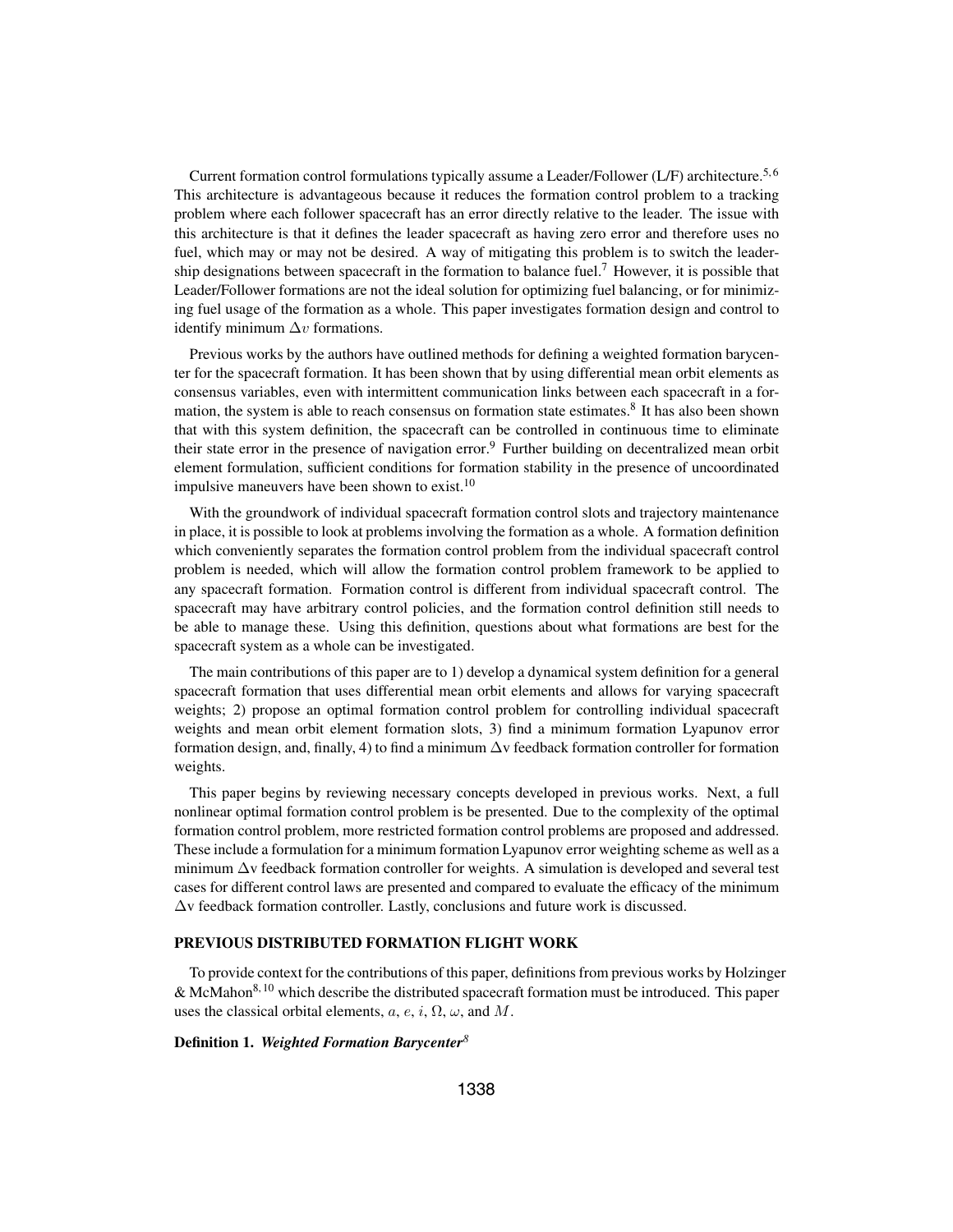Current formation control formulations typically assume a Leader/Follower (L/F) architecture.[5,6] This architecture is advantageous because it reduces the formation control problem to a tracking problem where each follower spacecraft has an error directly relative to the leader. The issue with this architecture is that it defines the leader spacecraft as having zero error and therefore uses no fuel, which may or may not be desired. A way of mitigating this problem is to switch the leadership designations between spacecraft in the formation to balance fuel.[7] However, it is possible that Leader/Follower formations are not the ideal solution for optimizing fuel balancing, or for minimizing fuel usage of the formation as a whole. This paper investigates formation design and control to identify minimum $\Delta v$ formations.

Previous works by the authors have outlined methods for defining a weighted formation barycenter for the spacecraft formation. It has been shown that by using differential mean orbit elements as consensus variables, even with intermittent communication links between each spacecraft in a formation, the system is able to reach consensus on formation state estimates.[8] It has also been shown that with this system definition, the spacecraft can be controlled in continuous time to eliminate their state error in the presence of navigation error.[9] Further building on decentralized mean orbit element formulation, sufficient conditions for formation stability in the presence of uncoordinated impulsive maneuvers have been shown to exist.[10]

With the groundwork of individual spacecraft formation control slots and trajectory maintenance in place, it is possible to look at problems involving the formation as a whole. A formation definition which conveniently separates the formation control problem from the individual spacecraft control problem is needed, which will allow the formation control problem framework to be applied to any spacecraft formation. Formation control is different from individual spacecraft control. The spacecraft may have arbitrary control policies, and the formation control definition still needs to be able to manage these. Using this definition, questions about what formations are best for the spacecraft system as a whole can be investigated.

The main contributions of this paper are to 1) develop a dynamical system definition for a general spacecraft formation that uses differential mean orbit elements and allows for varying spacecraft weights; 2) propose an optimal formation control problem for controlling individual spacecraft weights and mean orbit element formation slots, 3) find a minimum formation Lyapunov error formation design, and, finally, 4) to find a minimum $\Delta$v feedback formation controller for formation weights.

This paper begins by reviewing necessary concepts developed in previous works. Next, a full nonlinear optimal formation control problem is be presented. Due to the complexity of the optimal formation control problem, more restricted formation control problems are proposed and addressed. These include a formulation for a minimum formation Lyapunov error weighting scheme as well as a minimum $\Delta$v feedback formation controller for weights. A simulation is developed and several test cases for different control laws are presented and compared to evaluate the efficacy of the minimum $\Delta$v feedback formation controller. Lastly, conclusions and future work is discussed.

## PREVIOUS DISTRIBUTED FORMATION FLIGHT WORK

To provide context for the contributions of this paper, definitions from previous works by Holzinger & McMahon[8,10] which describe the distributed spacecraft formation must be introduced. This paper uses the classical orbital elements, $a$, $e$, $i$, $\Omega$, $\omega$, and $M$.

**Definition 1.** ***Weighted Formation Barycenter***[8]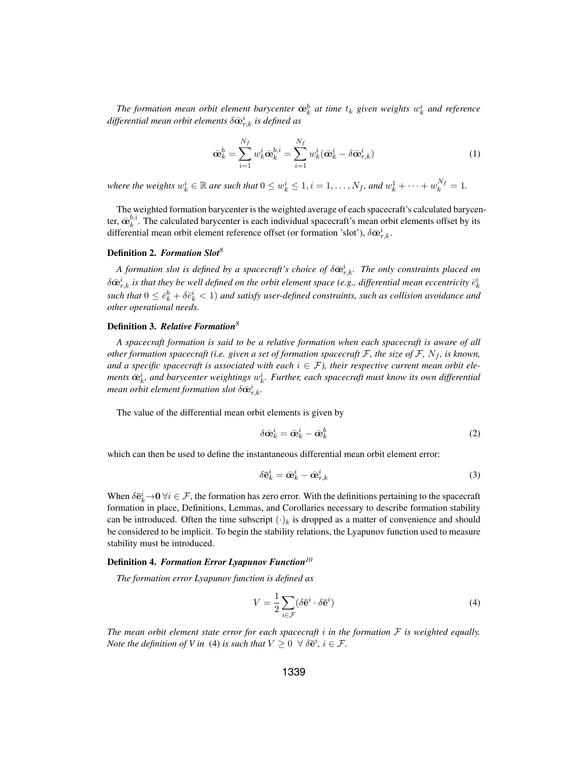*The formation mean orbit element barycenter $\bar{\text{œ}}_k^b$ at time $t_k$ given weights $w_k^i$ and reference differential mean orbit elements $\delta\bar{\text{œ}}_{r,k}^i$ is defined as*

$$\bar{\text{œ}}_k^b = \sum_{i=1}^{N_f} w_k^i \bar{\text{œ}}_k^{b,i} = \sum_{i=1}^{N_f} w_k^i (\bar{\text{œ}}_k^i - \delta\bar{\text{œ}}_{r,k}^i) \tag{1}$$

*where the weights $w_k^i \in \mathbb{R}$ are such that $0 \leq w_k^i \leq 1, i = 1, \ldots, N_f$, and $w_k^1 + \cdots + w_k^{N_f} = 1$.*

The weighted formation barycenter is the weighted average of each spacecraft's calculated barycenter, $\bar{\text{œ}}_k^{b,i}$. The calculated barycenter is each individual spacecraft's mean orbit elements offset by its differential mean orbit element reference offset (or formation 'slot'), $\delta\bar{\text{œ}}_{r,k}^i$.

**Definition 2.** ***Formation Slot***[8]

*A formation slot is defined by a spacecraft's choice of $\delta\bar{\text{œ}}_{r,k}^i$. The only constraints placed on $\delta\bar{\text{œ}}_{r,k}^i$ is that they be well defined on the orbit element space (e.g., differential mean eccentricity $\bar{e}_k^i$ such that $0 \leq \bar{e}_k^b + \delta\bar{e}_k^i < 1$) and satisfy user-defined constraints, such as collision avoidance and other operational needs.*

**Definition 3.** ***Relative Formation***[8]

*A spacecraft formation is said to be a relative formation when each spacecraft is aware of all other formation spacecraft (i.e. given a set of formation spacecraft $\mathcal{F}$, the size of $\mathcal{F}$, $N_f$, is known, and a specific spacecraft is associated with each $i \in \mathcal{F}$), their respective current mean orbit elements $\bar{\text{œ}}_k^i$, and barycenter weightings $w_k^i$. Further, each spacecraft must know its own differential mean orbit element formation slot $\delta\bar{\text{œ}}_{r,k}^i$.*

The value of the differential mean orbit elements is given by

$$\delta\bar{\text{œ}}_k^i = \bar{\text{œ}}_k^i - \bar{\text{œ}}_k^b \tag{2}$$

which can then be used to define the instantaneous differential mean orbit element error:

$$\delta\bar{\mathbf{e}}_k^i = \bar{\text{œ}}_k^i - \bar{\text{œ}}_{r,k}^i \tag{3}$$

When $\delta\bar{\mathbf{e}}_k^i \to \mathbf{0} \; \forall i \in \mathcal{F}$, the formation has zero error. With the definitions pertaining to the spacecraft formation in place, Definitions, Lemmas, and Corollaries necessary to describe formation stability can be introduced. Often the time subscript $(\cdot)_k$ is dropped as a matter of convenience and should be considered to be implicit. To begin the stability relations, the Lyapunov function used to measure stability must be introduced.

**Definition 4.** ***Formation Error Lyapunov Function***[10]

*The formation error Lyapunov function is defined as*

$$V = \frac{1}{2} \sum_{i \in \mathcal{F}} (\delta\bar{\mathbf{e}}^i \cdot \delta\bar{\mathbf{e}}^i) \tag{4}$$

*The mean orbit element state error for each spacecraft $i$ in the formation $\mathcal{F}$ is weighted equally. Note the definition of V in (4) is such that $V \geq 0 \;\; \forall \; \delta\bar{\mathbf{e}}^i$, $i \in \mathcal{F}$.*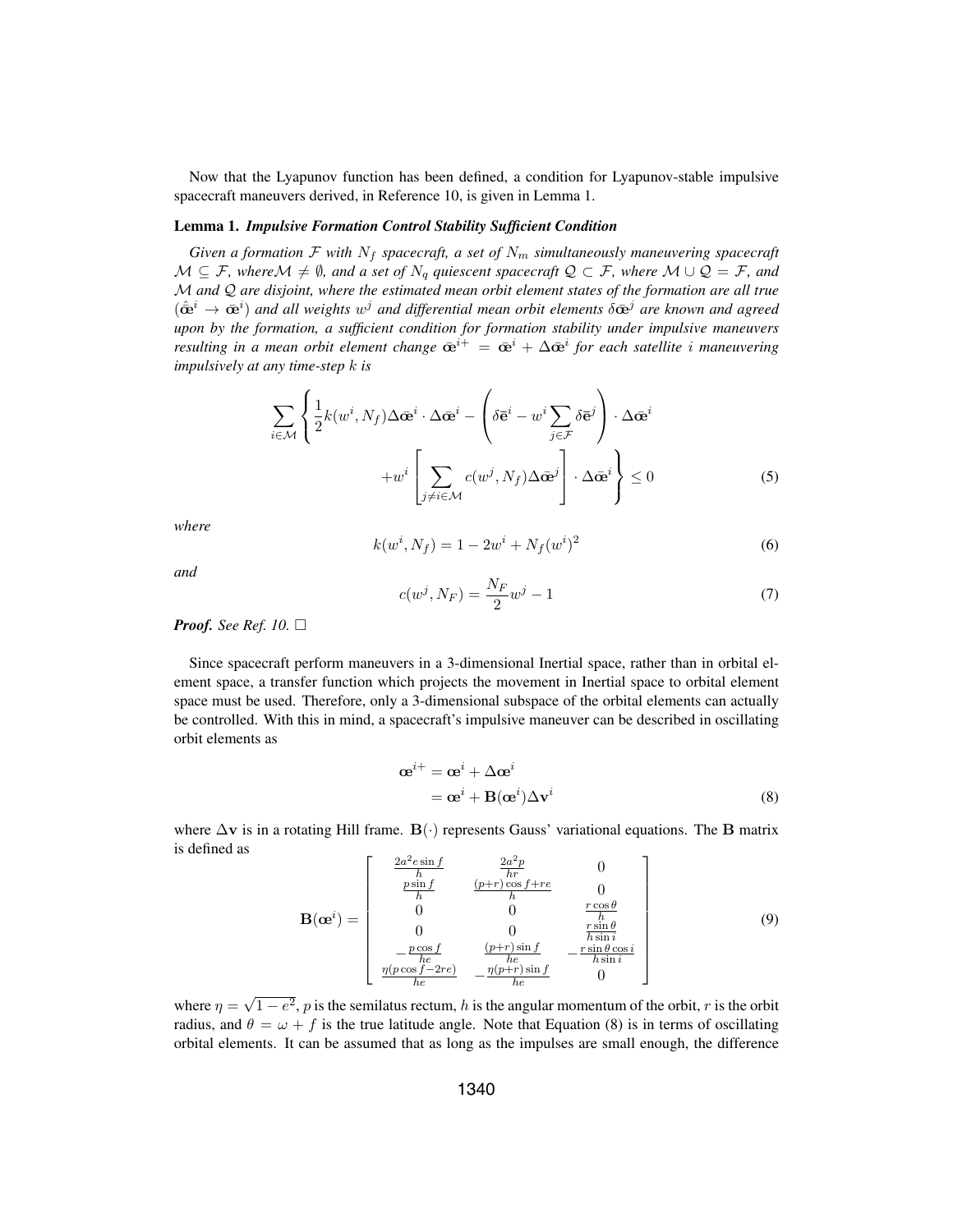Now that the Lyapunov function has been defined, a condition for Lyapunov-stable impulsive spacecraft maneuvers derived, in Reference 10, is given in Lemma 1.

**Lemma 1.** ***Impulsive Formation Control Stability Sufficient Condition***

*Given a formation $\mathcal{F}$ with $N_f$ spacecraft, a set of $N_m$ simultaneously maneuvering spacecraft $\mathcal{M} \subseteq \mathcal{F}$, where $\mathcal{M} \neq \emptyset$, and a set of $N_q$ quiescent spacecraft $\mathcal{Q} \subset \mathcal{F}$, where $\mathcal{M} \cup \mathcal{Q} = \mathcal{F}$, and $\mathcal{M}$ and $\mathcal{Q}$ are disjoint, where the estimated mean orbit element states of the formation are all true ($\hat{\bar{\mathbf{œ}}}^i \to \bar{\mathbf{œ}}^i$) and all weights $w^j$ and differential mean orbit elements $\delta\bar{\mathbf{œ}}^j$ are known and agreed upon by the formation, a sufficient condition for formation stability under impulsive maneuvers resulting in a mean orbit element change $\bar{\mathbf{œ}}^{i+} = \bar{\mathbf{œ}}^i + \Delta\bar{\mathbf{œ}}^i$ for each satellite $i$ maneuvering impulsively at any time-step $k$ is*

$$\sum_{i\in\mathcal{M}} \left\{ \frac{1}{2}k(w^i, N_f)\Delta\bar{\mathbf{œ}}^i \cdot \Delta\bar{\mathbf{œ}}^i - \left( \delta\bar{\mathbf{e}}^i - w^i \sum_{j\in\mathcal{F}} \delta\bar{\mathbf{e}}^j \right) \cdot \Delta\bar{\mathbf{œ}}^i + w^i \left[ \sum_{j\neq i\in\mathcal{M}} c(w^j, N_f)\Delta\bar{\mathbf{œ}}^j \right] \cdot \Delta\bar{\mathbf{œ}}^i \right\} \leq 0 \tag{5}$$

*where*

$$k(w^i, N_f) = 1 - 2w^i + N_f(w^i)^2 \tag{6}$$

*and*

$$c(w^j, N_F) = \frac{N_F}{2}w^j - 1 \tag{7}$$

***Proof.*** *See Ref. 10.* □

Since spacecraft perform maneuvers in a 3-dimensional Inertial space, rather than in orbital element space, a transfer function which projects the movement in Inertial space to orbital element space must be used. Therefore, only a 3-dimensional subspace of the orbital elements can actually be controlled. With this in mind, a spacecraft's impulsive maneuver can be described in oscillating orbit elements as

$$\begin{aligned} \mathbf{œ}^{i+} &= \mathbf{œ}^i + \Delta\mathbf{œ}^i \\ &= \mathbf{œ}^i + \mathbf{B}(\mathbf{œ}^i)\Delta\mathbf{v}^i \end{aligned} \tag{8}$$

where $\Delta\mathbf{v}$ is in a rotating Hill frame. $\mathbf{B}(\cdot)$ represents Gauss' variational equations. The $\mathbf{B}$ matrix is defined as

$$\mathbf{B}(\mathbf{œ}^i) = \begin{bmatrix} \frac{2a^2 e \sin f}{h} & \frac{2a^2 p}{hr} & 0 \\ \frac{p \sin f}{h} & \frac{(p+r)\cos f + re}{h} & 0 \\ 0 & 0 & \frac{r\cos\theta}{h} \\ 0 & 0 & \frac{r \sin\theta}{h \sin i} \\ -\frac{p\cos f}{he} & \frac{(p+r)\sin f}{he} & -\frac{r\sin\theta\cos i}{h \sin i} \\ \frac{\eta(p\cos f - 2re)}{he} & -\frac{\eta(p+r)\sin f}{he} & 0 \end{bmatrix} \tag{9}$$

where $\eta = \sqrt{1-e^2}$, $p$ is the semilatus rectum, $h$ is the angular momentum of the orbit, $r$ is the orbit radius, and $\theta = \omega + f$ is the true latitude angle. Note that Equation (8) is in terms of oscillating orbital elements. It can be assumed that as long as the impulses are small enough, the difference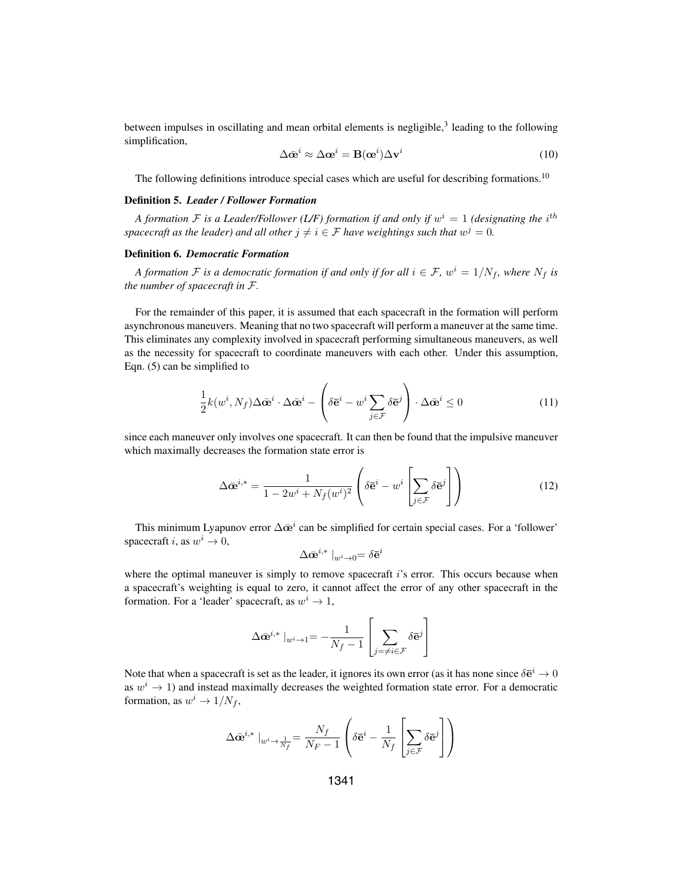between impulses in oscillating and mean orbital elements is negligible,[3] leading to the following simplification,

$$\Delta \bar{\text{œ}}^i \approx \Delta \text{œ}^i = \mathbf{B}(\text{œ}^i)\Delta \mathbf{v}^i \tag{10}$$

The following definitions introduce special cases which are useful for describing formations.[10]

**Definition 5.** ***Leader / Follower Formation***

*A formation $\mathcal{F}$ is a Leader/Follower (L/F) formation if and only if $w^i = 1$ (designating the $i^{th}$ spacecraft as the leader) and all other $j \neq i \in \mathcal{F}$ have weightings such that $w^j = 0$.*

**Definition 6.** ***Democratic Formation***

*A formation $\mathcal{F}$ is a democratic formation if and only if for all $i \in \mathcal{F}$, $w^i = 1/N_f$, where $N_f$ is the number of spacecraft in $\mathcal{F}$.*

For the remainder of this paper, it is assumed that each spacecraft in the formation will perform asynchronous maneuvers. Meaning that no two spacecraft will perform a maneuver at the same time. This eliminates any complexity involved in spacecraft performing simultaneous maneuvers, as well as the necessity for spacecraft to coordinate maneuvers with each other. Under this assumption, Eqn. (5) can be simplified to

$$\frac{1}{2}k(w^i, N_f)\Delta \bar{\text{œ}}^i \cdot \Delta \bar{\text{œ}}^i - \left(\delta \bar{\mathbf{e}}^i - w^i \sum_{j \in \mathcal{F}} \delta \bar{\mathbf{e}}^j\right) \cdot \Delta \bar{\text{œ}}^i \leq 0 \tag{11}$$

since each maneuver only involves one spacecraft. It can then be found that the impulsive maneuver which maximally decreases the formation state error is

$$\Delta \bar{\text{œ}}^{i,*} = \frac{1}{1 - 2w^i + N_f(w^i)^2}\left(\delta \bar{\mathbf{e}}^i - w^i \left[\sum_{j \in \mathcal{F}} \delta \bar{\mathbf{e}}^j\right]\right) \tag{12}$$

This minimum Lyapunov error $\Delta \bar{\text{œ}}^i$ can be simplified for certain special cases. For a 'follower' spacecraft $i$, as $w^i \to 0$,

$$\Delta \bar{\text{œ}}^{i,*} \mid_{w^i \to 0} = \delta \bar{\mathbf{e}}^i$$

where the optimal maneuver is simply to remove spacecraft $i$'s error. This occurs because when a spacecraft's weighting is equal to zero, it cannot affect the error of any other spacecraft in the formation. For a 'leader' spacecraft, as $w^i \to 1$,

$$\Delta \bar{\text{œ}}^{i,*} \mid_{w^i \to 1} = -\frac{1}{N_f - 1}\left[\sum_{j = \neq i \in \mathcal{F}} \delta \bar{\mathbf{e}}^j\right]$$

Note that when a spacecraft is set as the leader, it ignores its own error (as it has none since $\delta \bar{\mathbf{e}}^i \to 0$ as $w^i \to 1$) and instead maximally decreases the weighted formation state error. For a democratic formation, as $w^i \to 1/N_f$,

$$\Delta \bar{\text{œ}}^{i,*} \mid_{w^i \to \frac{1}{N_f}} = \frac{N_f}{N_F - 1}\left(\delta \bar{\mathbf{e}}^i - \frac{1}{N_f}\left[\sum_{j \in \mathcal{F}} \delta \bar{\mathbf{e}}^j\right]\right)$$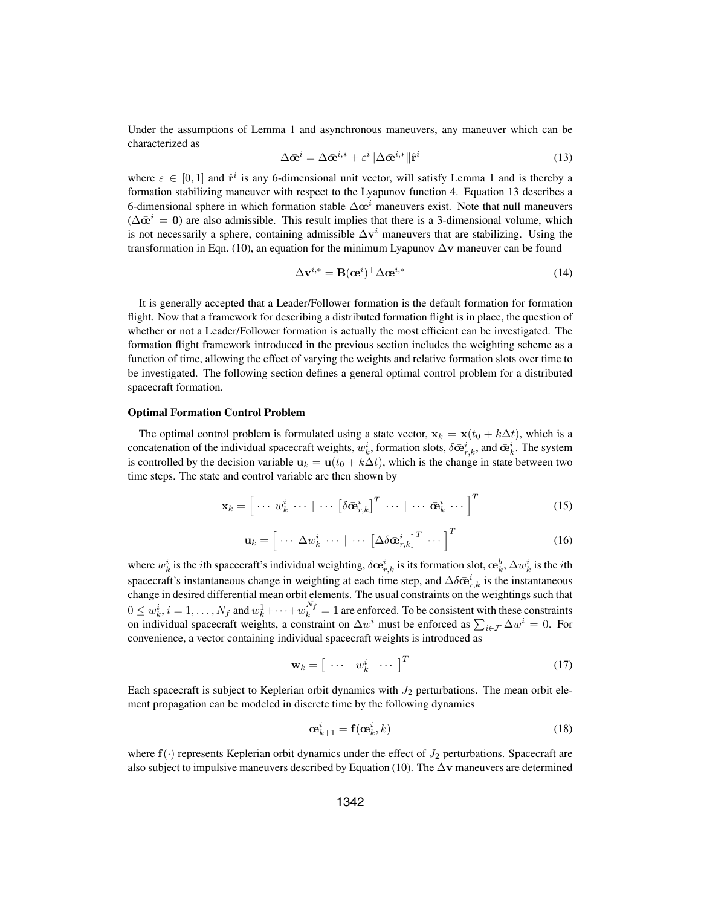Under the assumptions of Lemma 1 and asynchronous maneuvers, any maneuver which can be characterized as

$$\Delta\bar{\text{œ}}^i = \Delta\bar{\text{œ}}^{i,*} + \varepsilon^i \|\Delta\bar{\text{œ}}^{i,*}\|\hat{\mathbf{r}}^i \tag{13}$$

where $\varepsilon \in [0, 1]$ and $\hat{\mathbf{r}}^i$ is any 6-dimensional unit vector, will satisfy Lemma 1 and is thereby a formation stabilizing maneuver with respect to the Lyapunov function 4. Equation 13 describes a 6-dimensional sphere in which formation stable $\Delta\bar{\text{œ}}^i$ maneuvers exist. Note that null maneuvers ($\Delta\bar{\text{œ}}^i = \mathbf{0}$) are also admissible. This result implies that there is a 3-dimensional volume, which is not necessarily a sphere, containing admissible $\Delta\mathbf{v}^i$ maneuvers that are stabilizing. Using the transformation in Eqn. (10), an equation for the minimum Lyapunov $\Delta\mathbf{v}$ maneuver can be found

$$\Delta\mathbf{v}^{i,*} = \mathbf{B}(\text{œ}^i)^+ \Delta\bar{\text{œ}}^{i,*} \tag{14}$$

It is generally accepted that a Leader/Follower formation is the default formation for formation flight. Now that a framework for describing a distributed formation flight is in place, the question of whether or not a Leader/Follower formation is actually the most efficient can be investigated. The formation flight framework introduced in the previous section includes the weighting scheme as a function of time, allowing the effect of varying the weights and relative formation slots over time to be investigated. The following section defines a general optimal control problem for a distributed spacecraft formation.

**Optimal Formation Control Problem**

The optimal control problem is formulated using a state vector, $\mathbf{x}_k = \mathbf{x}(t_0 + k\Delta t)$, which is a concatenation of the individual spacecraft weights, $w_k^i$, formation slots, $\delta\bar{\text{œ}}_{r,k}^i$, and $\bar{\text{œ}}_k^i$. The system is controlled by the decision variable $\mathbf{u}_k = \mathbf{u}(t_0 + k\Delta t)$, which is the change in state between two time steps. The state and control variable are then shown by

$$\mathbf{x}_k = \left[ \begin{array}{c|c|c} \cdots \ w_k^i \ \cdots & \cdots \ \left[\delta\bar{\text{œ}}_{r,k}^i\right]^T \ \cdots & \cdots \ \bar{\text{œ}}_k^i \ \cdots \end{array} \right]^T \tag{15}$$

$$\mathbf{u}_k = \left[ \begin{array}{c|c} \cdots \ \Delta w_k^i \ \cdots & \cdots \ \left[\Delta\delta\bar{\text{œ}}_{r,k}^i\right]^T \ \cdots \end{array} \right]^T \tag{16}$$

where $w_k^i$ is the $i$th spacecraft's individual weighting, $\delta\bar{\text{œ}}_{r,k}^i$ is its formation slot, $\bar{\text{œ}}_k^b$, $\Delta w_k^i$ is the $i$th spacecraft's instantaneous change in weighting at each time step, and $\Delta\delta\bar{\text{œ}}_{r,k}^i$ is the instantaneous change in desired differential mean orbit elements. The usual constraints on the weightings such that $0 \leq w_k^i, i = 1, \ldots, N_f$ and $w_k^1 + \cdots + w_k^{N_f} = 1$ are enforced. To be consistent with these constraints on individual spacecraft weights, a constraint on $\Delta w^i$ must be enforced as $\sum_{i \in \mathcal{F}} \Delta w^i = 0$. For convenience, a vector containing individual spacecraft weights is introduced as

$$\mathbf{w}_k = \left[ \begin{array}{ccc} \cdots & w_k^i & \cdots \end{array} \right]^T \tag{17}$$

Each spacecraft is subject to Keplerian orbit dynamics with $J_2$ perturbations. The mean orbit element propagation can be modeled in discrete time by the following dynamics

$$\bar{\text{œ}}_{k+1}^i = \mathbf{f}(\bar{\text{œ}}_k^i, k) \tag{18}$$

where $\mathbf{f}(\cdot)$ represents Keplerian orbit dynamics under the effect of $J_2$ perturbations. Spacecraft are also subject to impulsive maneuvers described by Equation (10). The $\Delta\mathbf{v}$ maneuvers are determined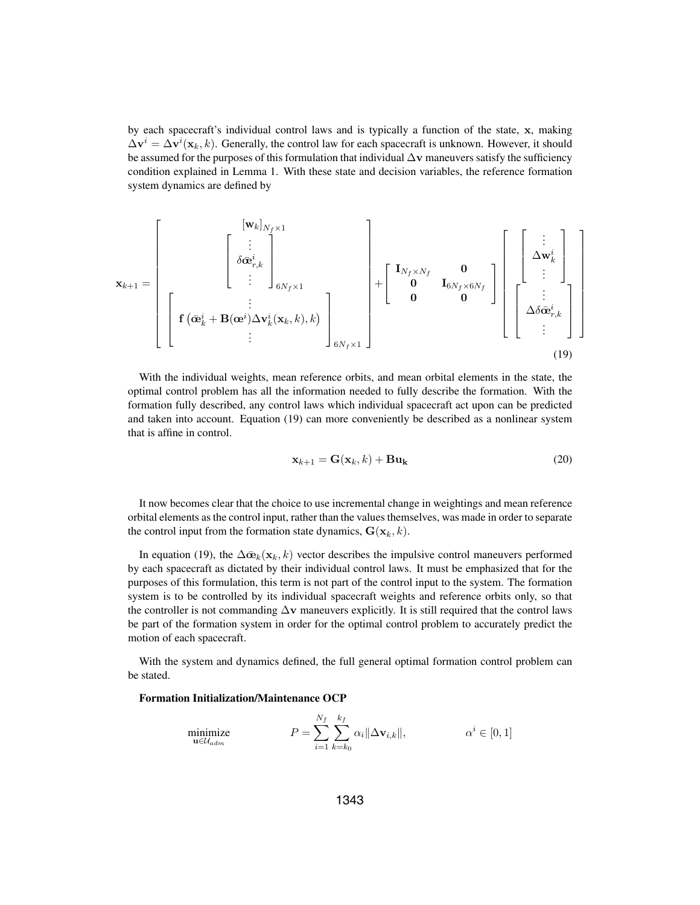by each spacecraft's individual control laws and is typically a function of the state, $\mathbf{x}$, making $\Delta\mathbf{v}^i = \Delta\mathbf{v}^i(\mathbf{x}_k, k)$. Generally, the control law for each spacecraft is unknown. However, it should be assumed for the purposes of this formulation that individual $\Delta\mathbf{v}$ maneuvers satisfy the sufficiency condition explained in Lemma 1. With these state and decision variables, the reference formation system dynamics are defined by

$$
\mathbf{x}_{k+1} = \begin{bmatrix} [\mathbf{w}_k]_{N_f \times 1} \\ \begin{bmatrix} \vdots \\ \delta\bar{\text{œ}}^i_{r,k} \\ \vdots \end{bmatrix}_{6N_f \times 1} \\ \begin{bmatrix} \vdots \\ \mathbf{f}\left(\bar{\text{œ}}^i_k + \mathbf{B}(\text{œ}^i)\Delta\mathbf{v}^i_k(\mathbf{x}_k, k), k\right) \\ \vdots \end{bmatrix}_{6N_f \times 1} \end{bmatrix} + \begin{bmatrix} \mathbf{I}_{N_f \times N_f} & \mathbf{0} \\ \mathbf{0} & \mathbf{I}_{6N_f \times 6N_f} \\ \mathbf{0} & \mathbf{0} \end{bmatrix} \begin{bmatrix} \begin{bmatrix} \vdots \\ \Delta\mathbf{w}^i_k \\ \vdots \end{bmatrix} \\ \begin{bmatrix} \vdots \\ \Delta\delta\bar{\text{œ}}^i_{r,k} \\ \vdots \end{bmatrix} \end{bmatrix} \tag{19}
$$

With the individual weights, mean reference orbits, and mean orbital elements in the state, the optimal control problem has all the information needed to fully describe the formation. With the formation fully described, any control laws which individual spacecraft act upon can be predicted and taken into account. Equation (19) can more conveniently be described as a nonlinear system that is affine in control.

$$
\mathbf{x}_{k+1} = \mathbf{G}(\mathbf{x}_k, k) + \mathbf{B}\mathbf{u}_\mathbf{k} \tag{20}
$$

It now becomes clear that the choice to use incremental change in weightings and mean reference orbital elements as the control input, rather than the values themselves, was made in order to separate the control input from the formation state dynamics, $\mathbf{G}(\mathbf{x}_k, k)$.

In equation (19), the $\Delta\bar{\text{œ}}_k(\mathbf{x}_k, k)$ vector describes the impulsive control maneuvers performed by each spacecraft as dictated by their individual control laws. It must be emphasized that for the purposes of this formulation, this term is not part of the control input to the system. The formation system is to be controlled by its individual spacecraft weights and reference orbits only, so that the controller is not commanding $\Delta\mathbf{v}$ maneuvers explicitly. It is still required that the control laws be part of the formation system in order for the optimal control problem to accurately predict the motion of each spacecraft.

With the system and dynamics defined, the full general optimal formation control problem can be stated.

**Formation Initialization/Maintenance OCP**

$$
\underset{\mathbf{u} \in \mathcal{U}_{adm}}{\text{minimize}} \qquad P = \sum_{i=1}^{N_f} \sum_{k=k_0}^{k_f} \alpha_i \|\Delta\mathbf{v}_{i,k}\|, \qquad \alpha^i \in [0, 1]
$$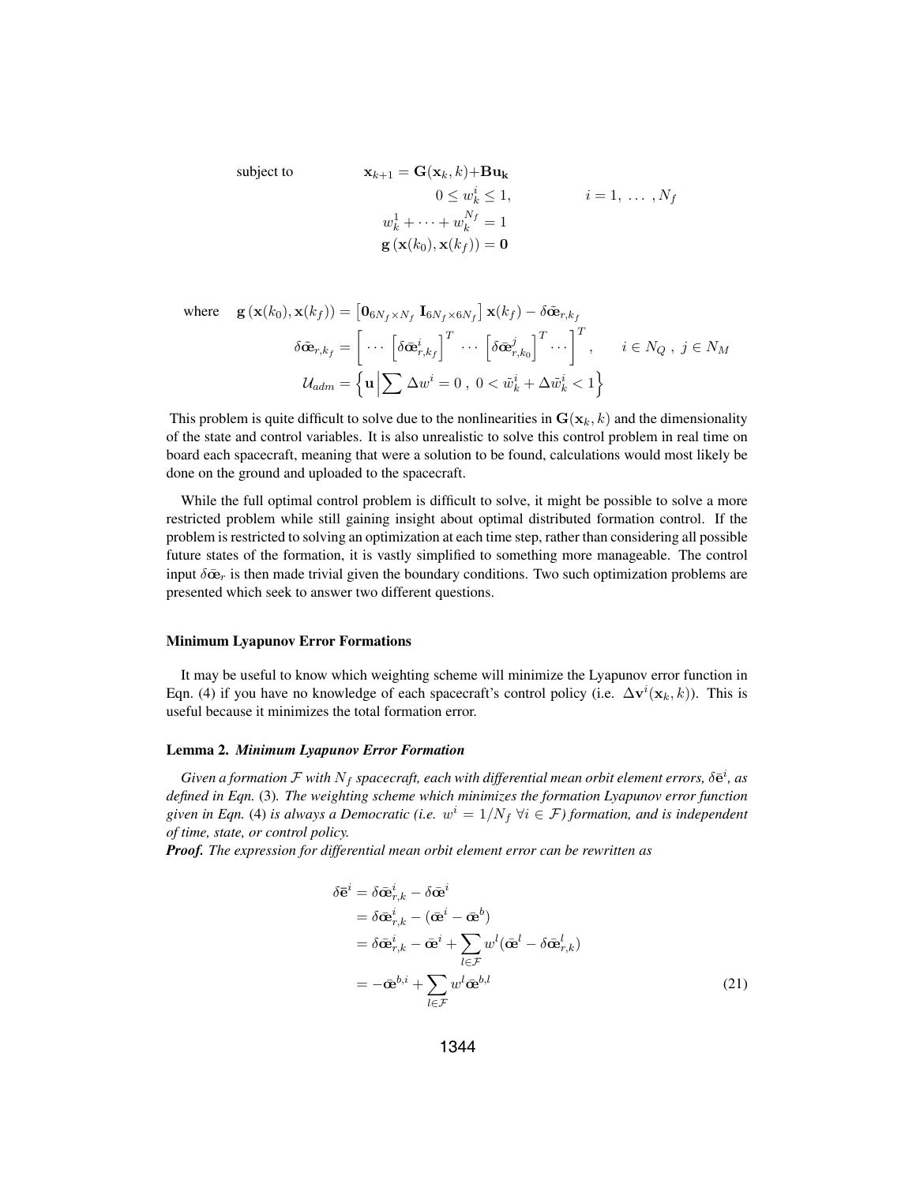$$
\begin{aligned}
\text{subject to} \qquad & \mathbf{x}_{k+1} = \mathbf{G}(\mathbf{x}_k, k) + \mathbf{B}\mathbf{u}_\mathbf{k} \\
& 0 \leq w_k^i \leq 1, \qquad\qquad i = 1, \ \ldots \ , N_f \\
& w_k^1 + \cdots + w_k^{N_f} = 1 \\
& \mathbf{g}\left(\mathbf{x}(k_0), \mathbf{x}(k_f)\right) = \mathbf{0}
\end{aligned}
$$

$$
\begin{aligned}
\text{where} \quad \mathbf{g}\left(\mathbf{x}(k_0), \mathbf{x}(k_f)\right) &= \left[\mathbf{0}_{6N_f \times N_f} \ \mathbf{I}_{6N_f \times 6N_f}\right] \mathbf{x}(k_f) - \delta\tilde{\boldsymbol{\mathfrak{E}}}_{r,k_f} \\
\delta\tilde{\boldsymbol{\mathfrak{E}}}_{r,k_f} &= \left[ \cdots \left[\delta\bar{\boldsymbol{\mathfrak{E}}}_{r,k_f}^i\right]^T \cdots \left[\delta\bar{\boldsymbol{\mathfrak{E}}}_{r,k_0}^j\right]^T \cdots \right]^T, \qquad i \in N_Q \ , \ j \in N_M \\
\mathcal{U}_{adm} &= \left\{ \mathbf{u} \middle| \sum \Delta w^i = 0 \ , \ 0 < \tilde{w}_k^i + \Delta\tilde{w}_k^i < 1 \right\}
\end{aligned}
$$

This problem is quite difficult to solve due to the nonlinearities in $\mathbf{G}(\mathbf{x}_k, k)$ and the dimensionality of the state and control variables. It is also unrealistic to solve this control problem in real time on board each spacecraft, meaning that were a solution to be found, calculations would most likely be done on the ground and uploaded to the spacecraft.

While the full optimal control problem is difficult to solve, it might be possible to solve a more restricted problem while still gaining insight about optimal distributed formation control. If the problem is restricted to solving an optimization at each time step, rather than considering all possible future states of the formation, it is vastly simplified to something more manageable. The control input $\delta\bar{\boldsymbol{\mathfrak{E}}}_r$ is then made trivial given the boundary conditions. Two such optimization problems are presented which seek to answer two different questions.

### Minimum Lyapunov Error Formations

It may be useful to know which weighting scheme will minimize the Lyapunov error function in Eqn. (4) if you have no knowledge of each spacecraft's control policy (i.e. $\Delta\mathbf{v}^i(\mathbf{x}_k, k)$). This is useful because it minimizes the total formation error.

#### Lemma 2. *Minimum Lyapunov Error Formation*

*Given a formation $\mathcal{F}$ with $N_f$ spacecraft, each with differential mean orbit element errors, $\delta\bar{\mathbf{e}}^i$, as defined in Eqn.* (3)*. The weighting scheme which minimizes the formation Lyapunov error function given in Eqn.* (4) *is always a Democratic (i.e. $w^i = 1/N_f \ \forall i \in \mathcal{F}$) formation, and is independent of time, state, or control policy.*

***Proof.*** *The expression for differential mean orbit element error can be rewritten as*

$$
\begin{aligned}
\delta\bar{\mathbf{e}}^i &= \delta\bar{\boldsymbol{\mathfrak{E}}}_{r,k}^i - \delta\bar{\boldsymbol{\mathfrak{E}}}^i \\
&= \delta\bar{\boldsymbol{\mathfrak{E}}}_{r,k}^i - (\bar{\boldsymbol{\mathfrak{E}}}^i - \bar{\boldsymbol{\mathfrak{E}}}^b) \\
&= \delta\bar{\boldsymbol{\mathfrak{E}}}_{r,k}^i - \bar{\boldsymbol{\mathfrak{E}}}^i + \sum_{l \in \mathcal{F}} w^l (\bar{\boldsymbol{\mathfrak{E}}}^l - \delta\bar{\boldsymbol{\mathfrak{E}}}_{r,k}^l) \\
&= -\bar{\boldsymbol{\mathfrak{E}}}^{b,i} + \sum_{l \in \mathcal{F}} w^l \bar{\boldsymbol{\mathfrak{E}}}^{b,l}
\end{aligned}
\tag{21}
$$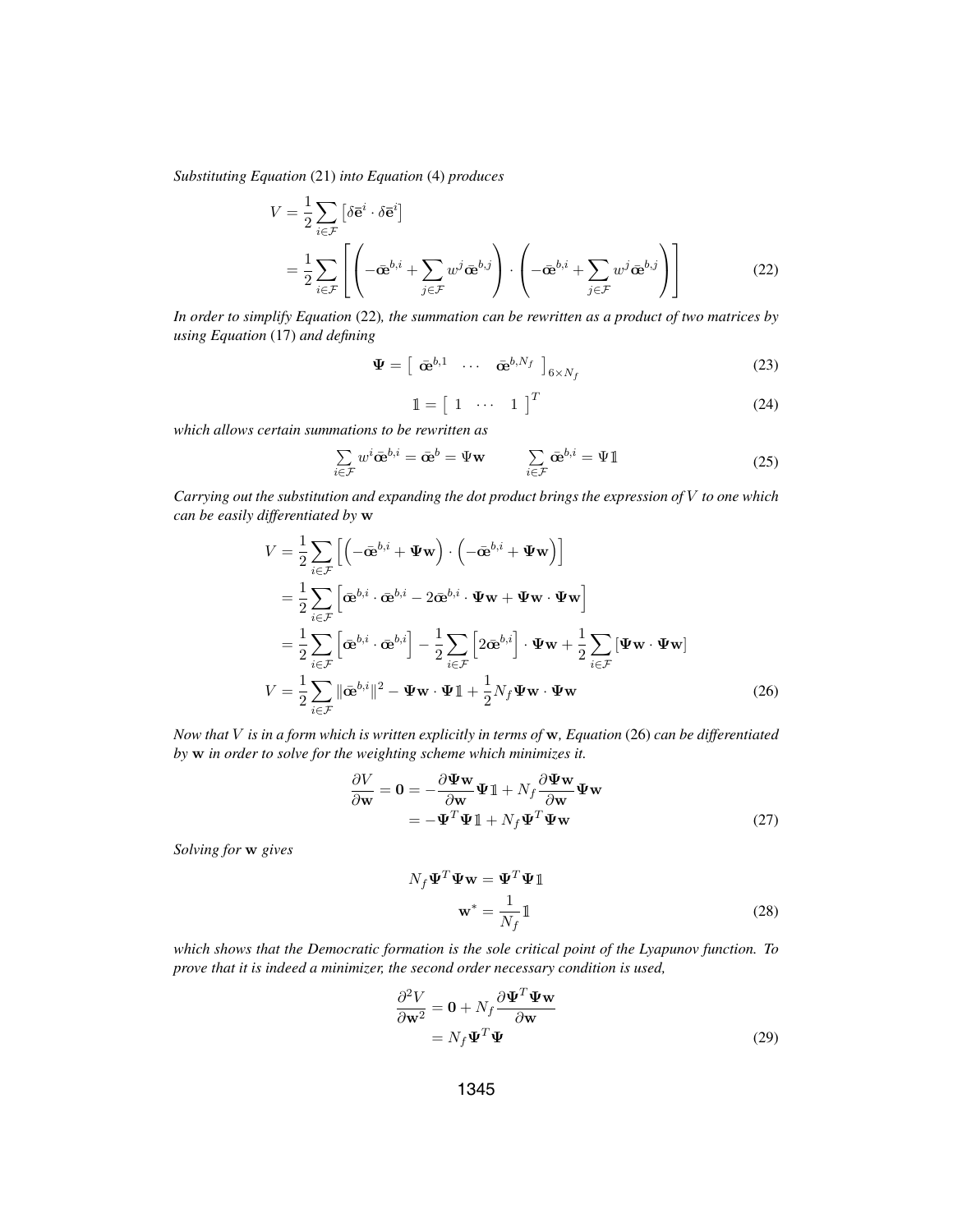*Substituting Equation* (21) *into Equation* (4) *produces*

$$
\begin{aligned}
V &= \frac{1}{2}\sum_{i\in\mathcal{F}}\left[\delta\bar{\mathbf{e}}^{i}\cdot\delta\bar{\mathbf{e}}^{i}\right] \\
&= \frac{1}{2}\sum_{i\in\mathcal{F}}\left[\left(-\bar{\boldsymbol{\varpi}}^{b,i}+\sum_{j\in\mathcal{F}}w^{j}\bar{\boldsymbol{\varpi}}^{b,j}\right)\cdot\left(-\bar{\boldsymbol{\varpi}}^{b,i}+\sum_{j\in\mathcal{F}}w^{j}\bar{\boldsymbol{\varpi}}^{b,j}\right)\right]
\end{aligned}
\tag{22}
$$

*In order to simplify Equation* (22)*, the summation can be rewritten as a product of two matrices by using Equation* (17) *and defining*

$$
\boldsymbol{\Psi} = \left[\begin{array}{ccc}\bar{\boldsymbol{\varpi}}^{b,1} & \cdots & \bar{\boldsymbol{\varpi}}^{b,N_f}\end{array}\right]_{6\times N_f}
\tag{23}
$$

$$
\mathbb{1} = \left[\begin{array}{ccc}1 & \cdots & 1\end{array}\right]^{T}
\tag{24}
$$

*which allows certain summations to be rewritten as*

$$
\sum_{i\in\mathcal{F}}w^{i}\bar{\boldsymbol{\varpi}}^{b,i} = \bar{\boldsymbol{\varpi}}^{b} = \Psi\mathbf{w} \qquad \sum_{i\in\mathcal{F}}\bar{\boldsymbol{\varpi}}^{b,i} = \Psi\mathbb{1}
\tag{25}
$$

*Carrying out the substitution and expanding the dot product brings the expression of $V$ to one which can be easily differentiated by $\mathbf{w}$*

$$
\begin{aligned}
V &= \frac{1}{2}\sum_{i\in\mathcal{F}}\left[\left(-\bar{\boldsymbol{\varpi}}^{b,i}+\boldsymbol{\Psi}\mathbf{w}\right)\cdot\left(-\bar{\boldsymbol{\varpi}}^{b,i}+\boldsymbol{\Psi}\mathbf{w}\right)\right] \\
&= \frac{1}{2}\sum_{i\in\mathcal{F}}\left[\bar{\boldsymbol{\varpi}}^{b,i}\cdot\bar{\boldsymbol{\varpi}}^{b,i}-2\bar{\boldsymbol{\varpi}}^{b,i}\cdot\boldsymbol{\Psi}\mathbf{w}+\boldsymbol{\Psi}\mathbf{w}\cdot\boldsymbol{\Psi}\mathbf{w}\right] \\
&= \frac{1}{2}\sum_{i\in\mathcal{F}}\left[\bar{\boldsymbol{\varpi}}^{b,i}\cdot\bar{\boldsymbol{\varpi}}^{b,i}\right]-\frac{1}{2}\sum_{i\in\mathcal{F}}\left[2\bar{\boldsymbol{\varpi}}^{b,i}\right]\cdot\boldsymbol{\Psi}\mathbf{w}+\frac{1}{2}\sum_{i\in\mathcal{F}}\left[\boldsymbol{\Psi}\mathbf{w}\cdot\boldsymbol{\Psi}\mathbf{w}\right] \\
V &= \frac{1}{2}\sum_{i\in\mathcal{F}}\|\bar{\boldsymbol{\varpi}}^{b,i}\|^{2}-\boldsymbol{\Psi}\mathbf{w}\cdot\boldsymbol{\Psi}\mathbb{1}+\frac{1}{2}N_f\boldsymbol{\Psi}\mathbf{w}\cdot\boldsymbol{\Psi}\mathbf{w}
\end{aligned}
\tag{26}
$$

*Now that $V$ is in a form which is written explicitly in terms of $\mathbf{w}$, Equation* (26) *can be differentiated by $\mathbf{w}$ in order to solve for the weighting scheme which minimizes it.*

$$
\begin{aligned}
\frac{\partial V}{\partial\mathbf{w}} = \mathbf{0} &= -\frac{\partial\boldsymbol{\Psi}\mathbf{w}}{\partial\mathbf{w}}\boldsymbol{\Psi}\mathbb{1}+N_f\frac{\partial\boldsymbol{\Psi}\mathbf{w}}{\partial\mathbf{w}}\boldsymbol{\Psi}\mathbf{w} \\
&= -\boldsymbol{\Psi}^{T}\boldsymbol{\Psi}\mathbb{1}+N_f\boldsymbol{\Psi}^{T}\boldsymbol{\Psi}\mathbf{w}
\end{aligned}
\tag{27}
$$

*Solving for $\mathbf{w}$ gives*

$$
\begin{aligned}
N_f\boldsymbol{\Psi}^{T}\boldsymbol{\Psi}\mathbf{w} &= \boldsymbol{\Psi}^{T}\boldsymbol{\Psi}\mathbb{1} \\
\mathbf{w}^{*} &= \frac{1}{N_f}\mathbb{1}
\end{aligned}
\tag{28}
$$

*which shows that the Democratic formation is the sole critical point of the Lyapunov function. To prove that it is indeed a minimizer, the second order necessary condition is used,*

$$
\begin{aligned}
\frac{\partial^{2}V}{\partial\mathbf{w}^{2}} &= \mathbf{0}+N_f\frac{\partial\boldsymbol{\Psi}^{T}\boldsymbol{\Psi}\mathbf{w}}{\partial\mathbf{w}} \\
&= N_f\boldsymbol{\Psi}^{T}\boldsymbol{\Psi}
\end{aligned}
\tag{29}
$$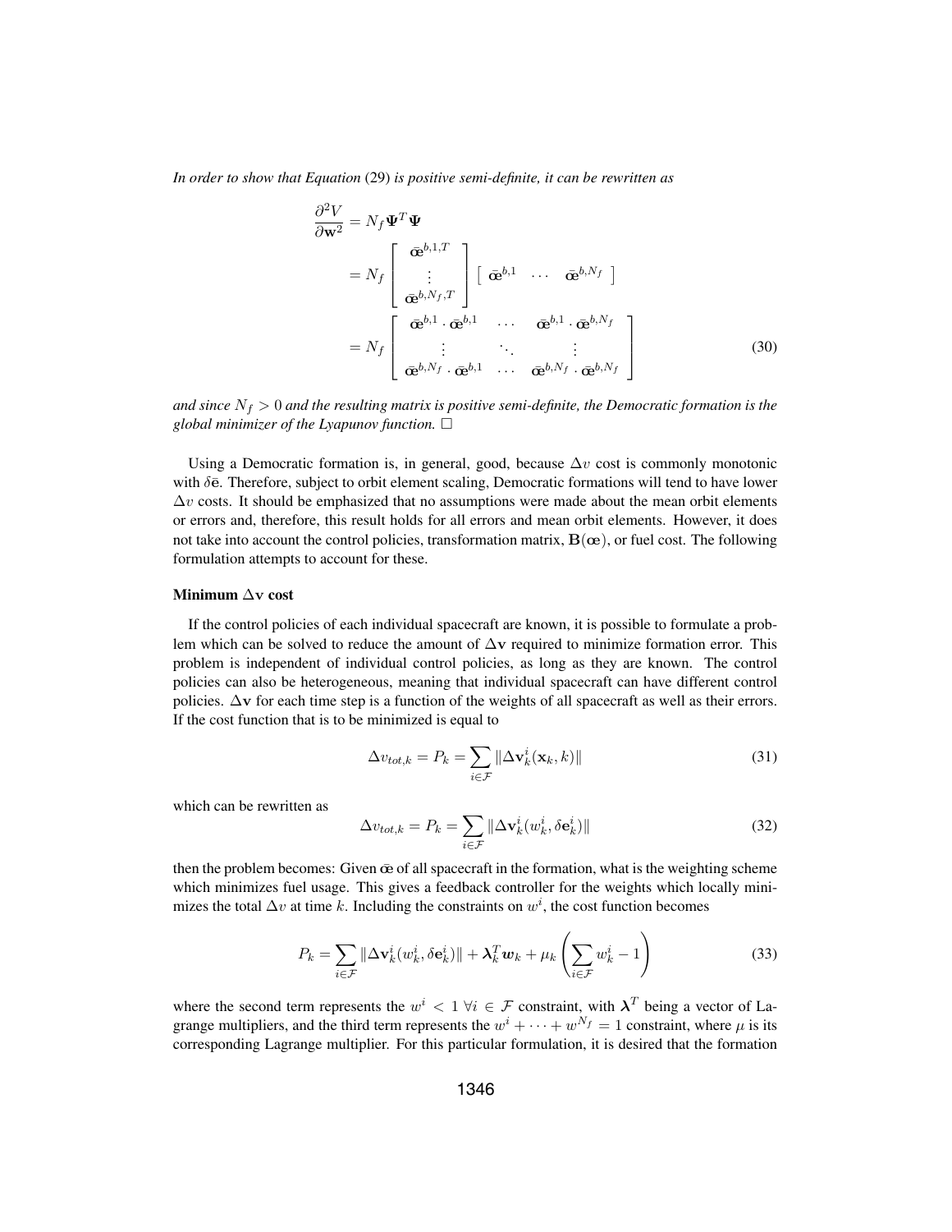*In order to show that Equation* (29) *is positive semi-definite, it can be rewritten as*

$$
\begin{aligned}
\frac{\partial^2 V}{\partial \mathbf{w}^2} &= N_f \boldsymbol{\Psi}^T \boldsymbol{\Psi} \\
&= N_f \begin{bmatrix} \bar{\text{œ}}^{b,1,T} \\ \vdots \\ \bar{\text{œ}}^{b,N_f,T} \end{bmatrix} \begin{bmatrix} \bar{\text{œ}}^{b,1} & \cdots & \bar{\text{œ}}^{b,N_f} \end{bmatrix} \\
&= N_f \begin{bmatrix} \bar{\text{œ}}^{b,1} \cdot \bar{\text{œ}}^{b,1} & \cdots & \bar{\text{œ}}^{b,1} \cdot \bar{\text{œ}}^{b,N_f} \\ \vdots & \ddots & \vdots \\ \bar{\text{œ}}^{b,N_f} \cdot \bar{\text{œ}}^{b,1} & \cdots & \bar{\text{œ}}^{b,N_f} \cdot \bar{\text{œ}}^{b,N_f} \end{bmatrix}
\end{aligned} \tag{30}
$$

*and since $N_f > 0$ and the resulting matrix is positive semi-definite, the Democratic formation is the global minimizer of the Lyapunov function.* $\square$

Using a Democratic formation is, in general, good, because $\Delta v$ cost is commonly monotonic with $\delta\bar{\mathbf{e}}$. Therefore, subject to orbit element scaling, Democratic formations will tend to have lower $\Delta v$ costs. It should be emphasized that no assumptions were made about the mean orbit elements or errors and, therefore, this result holds for all errors and mean orbit elements. However, it does not take into account the control policies, transformation matrix, $\mathbf{B}(\text{œ})$, or fuel cost. The following formulation attempts to account for these.

**Minimum $\Delta \mathbf{v}$ cost**

If the control policies of each individual spacecraft are known, it is possible to formulate a problem which can be solved to reduce the amount of $\Delta \mathbf{v}$ required to minimize formation error. This problem is independent of individual control policies, as long as they are known. The control policies can also be heterogeneous, meaning that individual spacecraft can have different control policies. $\Delta \mathbf{v}$ for each time step is a function of the weights of all spacecraft as well as their errors. If the cost function that is to be minimized is equal to

$$
\Delta v_{tot,k} = P_k = \sum_{i \in \mathcal{F}} \|\Delta \mathbf{v}_k^i(\mathbf{x}_k, k)\| \tag{31}
$$

which can be rewritten as

$$
\Delta v_{tot,k} = P_k = \sum_{i \in \mathcal{F}} \|\Delta \mathbf{v}_k^i(w_k^i, \delta \mathbf{e}_k^i)\| \tag{32}
$$

then the problem becomes: Given $\bar{\text{œ}}$ of all spacecraft in the formation, what is the weighting scheme which minimizes fuel usage. This gives a feedback controller for the weights which locally minimizes the total $\Delta v$ at time $k$. Including the constraints on $w^i$, the cost function becomes

$$
P_k = \sum_{i \in \mathcal{F}} \|\Delta \mathbf{v}_k^i(w_k^i, \delta \mathbf{e}_k^i)\| + \boldsymbol{\lambda}_k^T \boldsymbol{w}_k + \mu_k \left( \sum_{i \in \mathcal{F}} w_k^i - 1 \right) \tag{33}
$$

where the second term represents the $w^i < 1 \; \forall i \in \mathcal{F}$ constraint, with $\boldsymbol{\lambda}^T$ being a vector of Lagrange multipliers, and the third term represents the $w^i + \cdots + w^{N_f} = 1$ constraint, where $\mu$ is its corresponding Lagrange multiplier. For this particular formulation, it is desired that the formation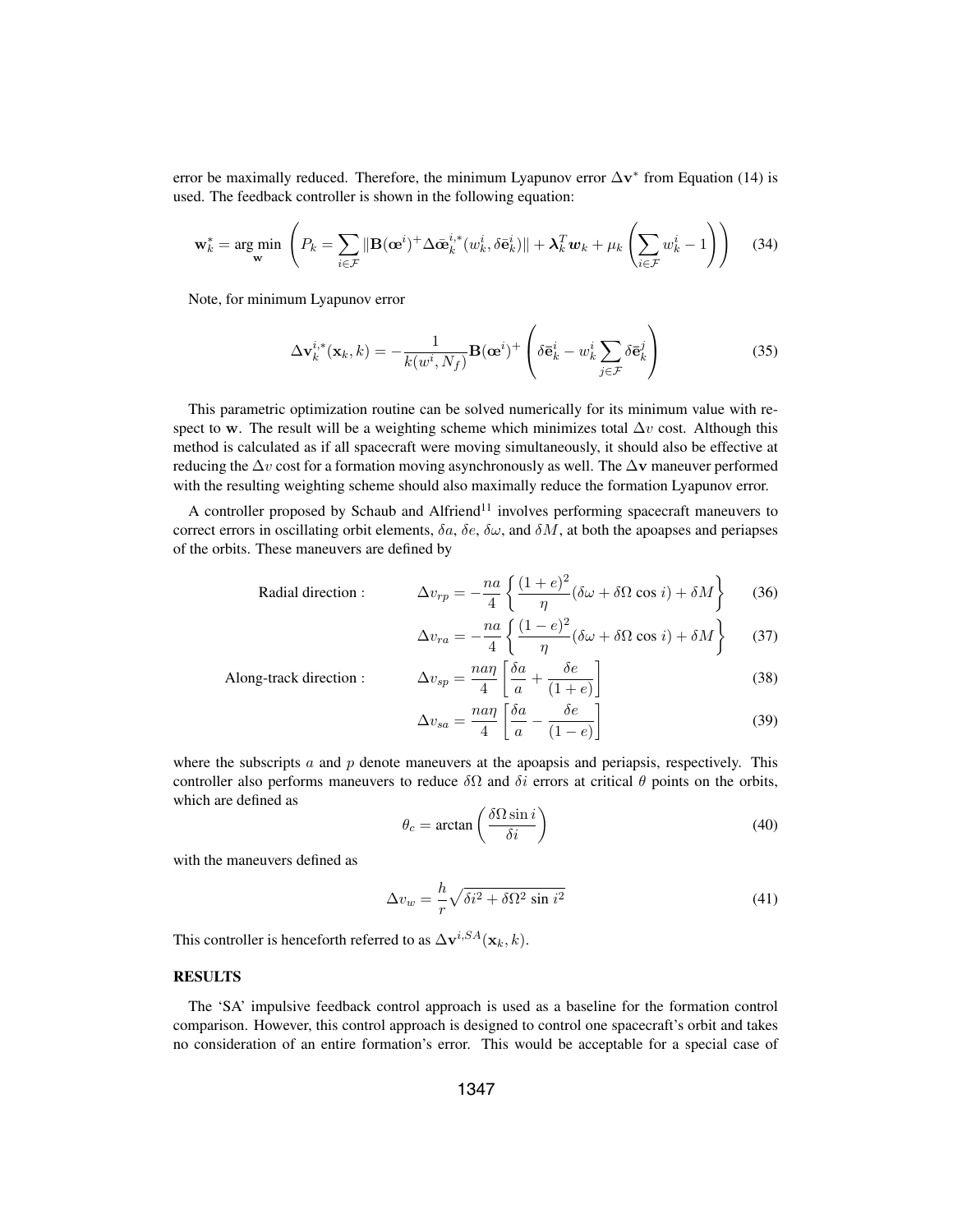error be maximally reduced. Therefore, the minimum Lyapunov error $\Delta\mathbf{v}^*$ from Equation (14) is used. The feedback controller is shown in the following equation:

$$\mathbf{w}_k^* = \arg\min_{\mathbf{w}} \left( P_k = \sum_{i\in\mathcal{F}} \|\mathbf{B}(\text{œ}^i)^+ \Delta\bar{\text{œ}}_k^{i,*}(w_k^i, \delta\bar{\mathbf{e}}_k^i)\| + \boldsymbol{\lambda}_k^T \boldsymbol{w}_k + \mu_k \left( \sum_{i\in\mathcal{F}} w_k^i - 1 \right) \right) \tag{34}$$

Note, for minimum Lyapunov error

$$\Delta\mathbf{v}_k^{i,*}(\mathbf{x}_k, k) = -\frac{1}{k(w^i, N_f)} \mathbf{B}(\text{œ}^i)^+ \left( \delta\bar{\mathbf{e}}_k^i - w_k^i \sum_{j\in\mathcal{F}} \delta\bar{\mathbf{e}}_k^j \right) \tag{35}$$

This parametric optimization routine can be solved numerically for its minimum value with respect to $\mathbf{w}$. The result will be a weighting scheme which minimizes total $\Delta v$ cost. Although this method is calculated as if all spacecraft were moving simultaneously, it should also be effective at reducing the $\Delta v$ cost for a formation moving asynchronously as well. The $\Delta\mathbf{v}$ maneuver performed with the resulting weighting scheme should also maximally reduce the formation Lyapunov error.

A controller proposed by Schaub and Alfriend[11] involves performing spacecraft maneuvers to correct errors in oscillating orbit elements, $\delta a$, $\delta e$, $\delta\omega$, and $\delta M$, at both the apoapses and periapses of the orbits. These maneuvers are defined by

Radial direction :

$$\Delta v_{rp} = -\frac{na}{4} \left\{ \frac{(1+e)^2}{\eta} (\delta\omega + \delta\Omega \cos i) + \delta M \right\} \tag{36}$$

$$\Delta v_{ra} = -\frac{na}{4} \left\{ \frac{(1-e)^2}{\eta} (\delta\omega + \delta\Omega \cos i) + \delta M \right\} \tag{37}$$

Along-track direction :

$$\Delta v_{sp} = \frac{na\eta}{4} \left[ \frac{\delta a}{a} + \frac{\delta e}{(1+e)} \right] \tag{38}$$

$$\Delta v_{sa} = \frac{na\eta}{4} \left[ \frac{\delta a}{a} - \frac{\delta e}{(1-e)} \right] \tag{39}$$

where the subscripts $a$ and $p$ denote maneuvers at the apoapsis and periapsis, respectively. This controller also performs maneuvers to reduce $\delta\Omega$ and $\delta i$ errors at critical $\theta$ points on the orbits, which are defined as

$$\theta_c = \arctan\left( \frac{\delta\Omega \sin i}{\delta i} \right) \tag{40}$$

with the maneuvers defined as

$$\Delta v_w = \frac{h}{r} \sqrt{\delta i^2 + \delta\Omega^2 \sin i^2} \tag{41}$$

This controller is henceforth referred to as $\Delta\mathbf{v}^{i,SA}(\mathbf{x}_k, k)$.

## RESULTS

The 'SA' impulsive feedback control approach is used as a baseline for the formation control comparison. However, this control approach is designed to control one spacecraft's orbit and takes no consideration of an entire formation's error. This would be acceptable for a special case of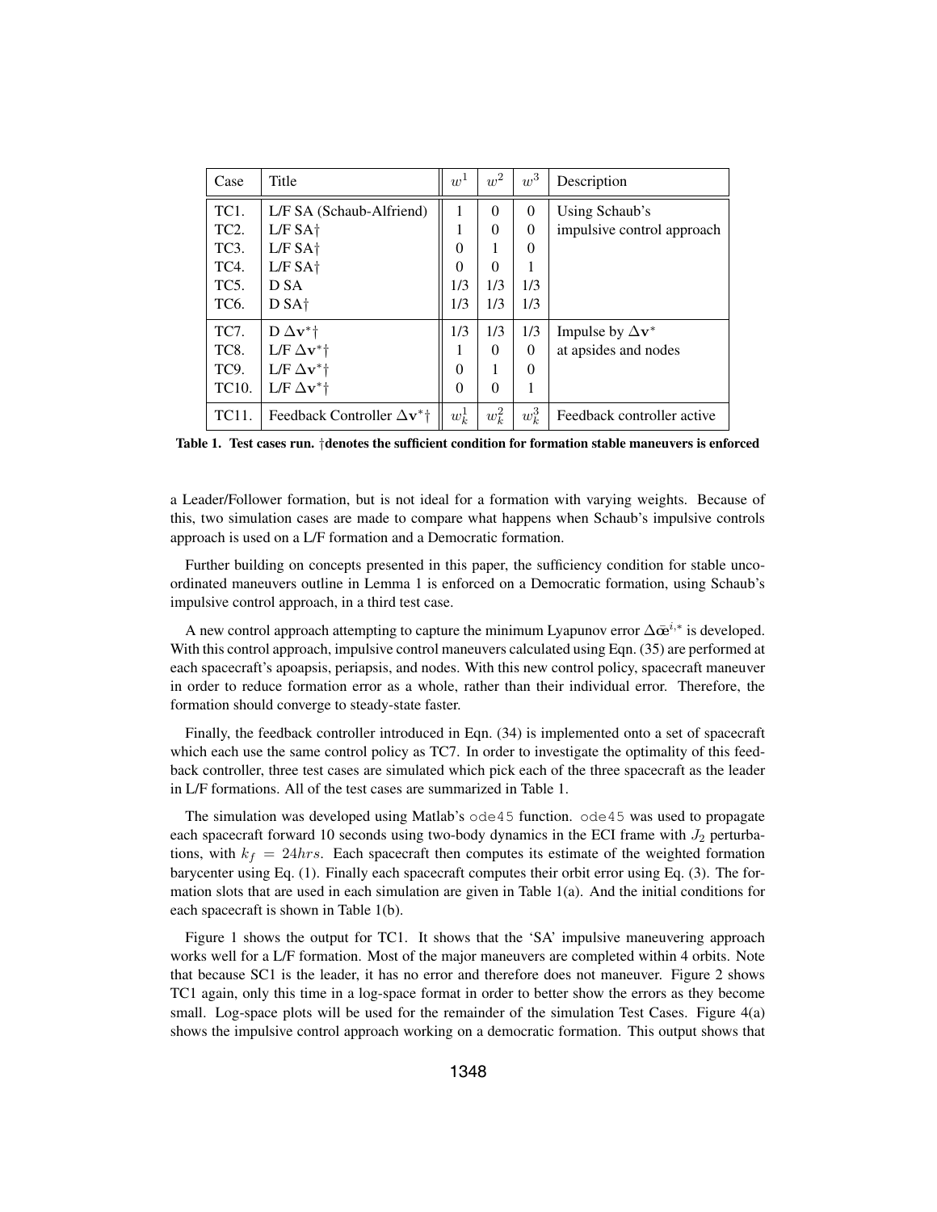| Case | Title | $w^1$ | $w^2$ | $w^3$ | Description |
|---|---|---|---|---|---|
| TC1. | L/F SA (Schaub-Alfriend) | 1 | 0 | 0 | Using Schaub's |
| TC2. | L/F SA† | 1 | 0 | 0 | impulsive control approach |
| TC3. | L/F SA† | 0 | 1 | 0 | |
| TC4. | L/F SA† | 0 | 0 | 1 | |
| TC5. | D SA | 1/3 | 1/3 | 1/3 | |
| TC6. | D SA† | 1/3 | 1/3 | 1/3 | |
| TC7. | D $\Delta\mathbf{v}^*$† | 1/3 | 1/3 | 1/3 | Impulse by $\Delta\mathbf{v}^*$ |
| TC8. | L/F $\Delta\mathbf{v}^*$† | 1 | 0 | 0 | at apsides and nodes |
| TC9. | L/F $\Delta\mathbf{v}^*$† | 0 | 1 | 0 | |
| TC10. | L/F $\Delta\mathbf{v}^*$† | 0 | 0 | 1 | |
| TC11. | Feedback Controller $\Delta\mathbf{v}^*$† | $w_k^1$ | $w_k^2$ | $w_k^3$ | Feedback controller active |

**Table 1. Test cases run. †denotes the sufficient condition for formation stable maneuvers is enforced**

a Leader/Follower formation, but is not ideal for a formation with varying weights. Because of this, two simulation cases are made to compare what happens when Schaub's impulsive controls approach is used on a L/F formation and a Democratic formation.

Further building on concepts presented in this paper, the sufficiency condition for stable uncoordinated maneuvers outline in Lemma 1 is enforced on a Democratic formation, using Schaub's impulsive control approach, in a third test case.

A new control approach attempting to capture the minimum Lyapunov error $\Delta\bar{\mathbf{œ}}^{i,*}$ is developed. With this control approach, impulsive control maneuvers calculated using Eqn. (35) are performed at each spacecraft's apoapsis, periapsis, and nodes. With this new control policy, spacecraft maneuver in order to reduce formation error as a whole, rather than their individual error. Therefore, the formation should converge to steady-state faster.

Finally, the feedback controller introduced in Eqn. (34) is implemented onto a set of spacecraft which each use the same control policy as TC7. In order to investigate the optimality of this feedback controller, three test cases are simulated which pick each of the three spacecraft as the leader in L/F formations. All of the test cases are summarized in Table 1.

The simulation was developed using Matlab's `ode45` function. `ode45` was used to propagate each spacecraft forward 10 seconds using two-body dynamics in the ECI frame with $J_2$ perturbations, with $k_f = 24hrs$. Each spacecraft then computes its estimate of the weighted formation barycenter using Eq. (1). Finally each spacecraft computes their orbit error using Eq. (3). The formation slots that are used in each simulation are given in Table 1(a). And the initial conditions for each spacecraft is shown in Table 1(b).

Figure 1 shows the output for TC1. It shows that the 'SA' impulsive maneuvering approach works well for a L/F formation. Most of the major maneuvers are completed within 4 orbits. Note that because SC1 is the leader, it has no error and therefore does not maneuver. Figure 2 shows TC1 again, only this time in a log-space format in order to better show the errors as they become small. Log-space plots will be used for the remainder of the simulation Test Cases. Figure 4(a) shows the impulsive control approach working on a democratic formation. This output shows that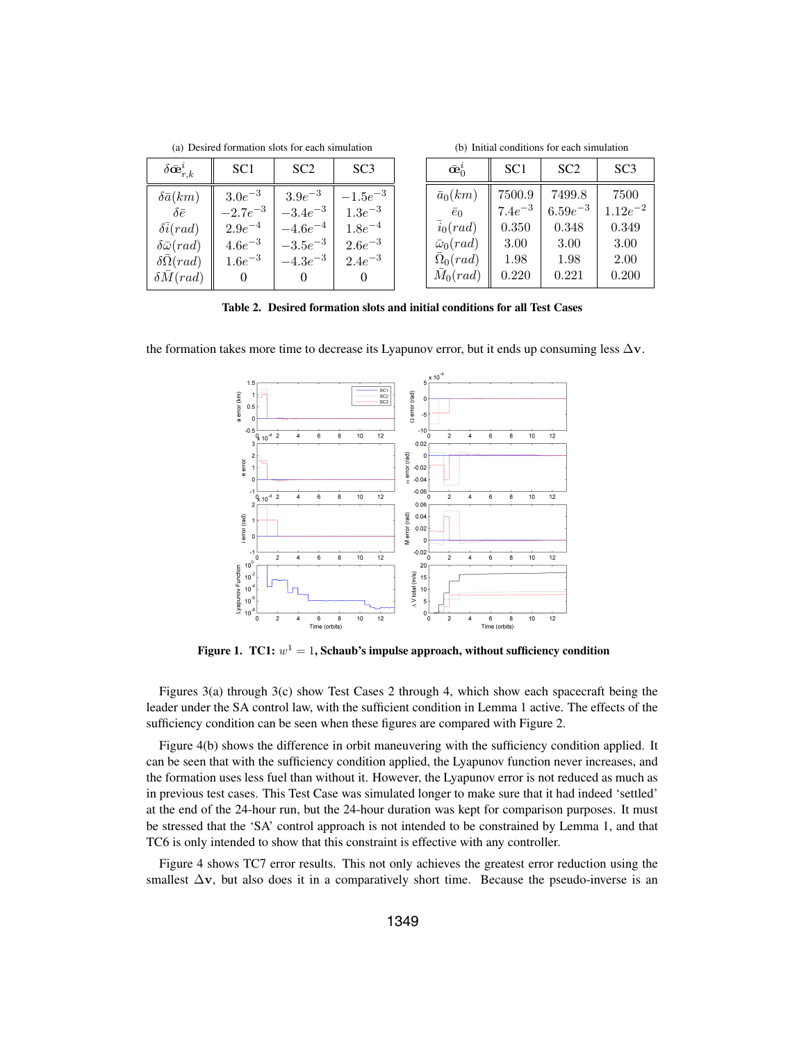(a) Desired formation slots for each simulation

| $\delta\bar{\text{œ}}^i_{r,k}$ | SC1 | SC2 | SC3 |
|---|---|---|---|
| $\delta\bar{a}(km)$ | $3.0e^{-3}$ | $3.9e^{-3}$ | $-1.5e^{-3}$ |
| $\delta\bar{e}$ | $-2.7e^{-3}$ | $-3.4e^{-3}$ | $1.3e^{-3}$ |
| $\delta\bar{i}(rad)$ | $2.9e^{-4}$ | $-4.6e^{-4}$ | $1.8e^{-4}$ |
| $\delta\bar{\omega}(rad)$ | $4.6e^{-3}$ | $-3.5e^{-3}$ | $2.6e^{-3}$ |
| $\delta\bar{\Omega}(rad)$ | $1.6e^{-3}$ | $-4.3e^{-3}$ | $2.4e^{-3}$ |
| $\delta\bar{M}(rad)$ | 0 | 0 | 0 |

(b) Initial conditions for each simulation

| $\bar{\text{œ}}^i_0$ | SC1 | SC2 | SC3 |
|---|---|---|---|
| $\bar{a}_0(km)$ | 7500.9 | 7499.8 | 7500 |
| $\bar{e}_0$ | $7.4e^{-3}$ | $6.59e^{-3}$ | $1.12e^{-2}$ |
| $\bar{i}_0(rad)$ | 0.350 | 0.348 | 0.349 |
| $\bar{\omega}_0(rad)$ | 3.00 | 3.00 | 3.00 |
| $\bar{\Omega}_0(rad)$ | 1.98 | 1.98 | 2.00 |
| $\bar{M}_0(rad)$ | 0.220 | 0.221 | 0.200 |

**Table 2. Desired formation slots and initial conditions for all Test Cases**

the formation takes more time to decrease its Lyapunov error, but it ends up consuming less $\Delta\mathbf{v}$.

**Figure 1. TC1: $w^1 = 1$, Schaub's impulse approach, without sufficiency condition**

Figures 3(a) through 3(c) show Test Cases 2 through 4, which show each spacecraft being the leader under the SA control law, with the sufficient condition in Lemma 1 active. The effects of the sufficiency condition can be seen when these figures are compared with Figure 2.

Figure 4(b) shows the difference in orbit maneuvering with the sufficiency condition applied. It can be seen that with the sufficiency condition applied, the Lyapunov function never increases, and the formation uses less fuel than without it. However, the Lyapunov error is not reduced as much as in previous test cases. This Test Case was simulated longer to make sure that it had indeed 'settled' at the end of the 24-hour run, but the 24-hour duration was kept for comparison purposes. It must be stressed that the 'SA' control approach is not intended to be constrained by Lemma 1, and that TC6 is only intended to show that this constraint is effective with any controller.

Figure 4 shows TC7 error results. This not only achieves the greatest error reduction using the smallest $\Delta\mathbf{v}$, but also does it in a comparatively short time. Because the pseudo-inverse is an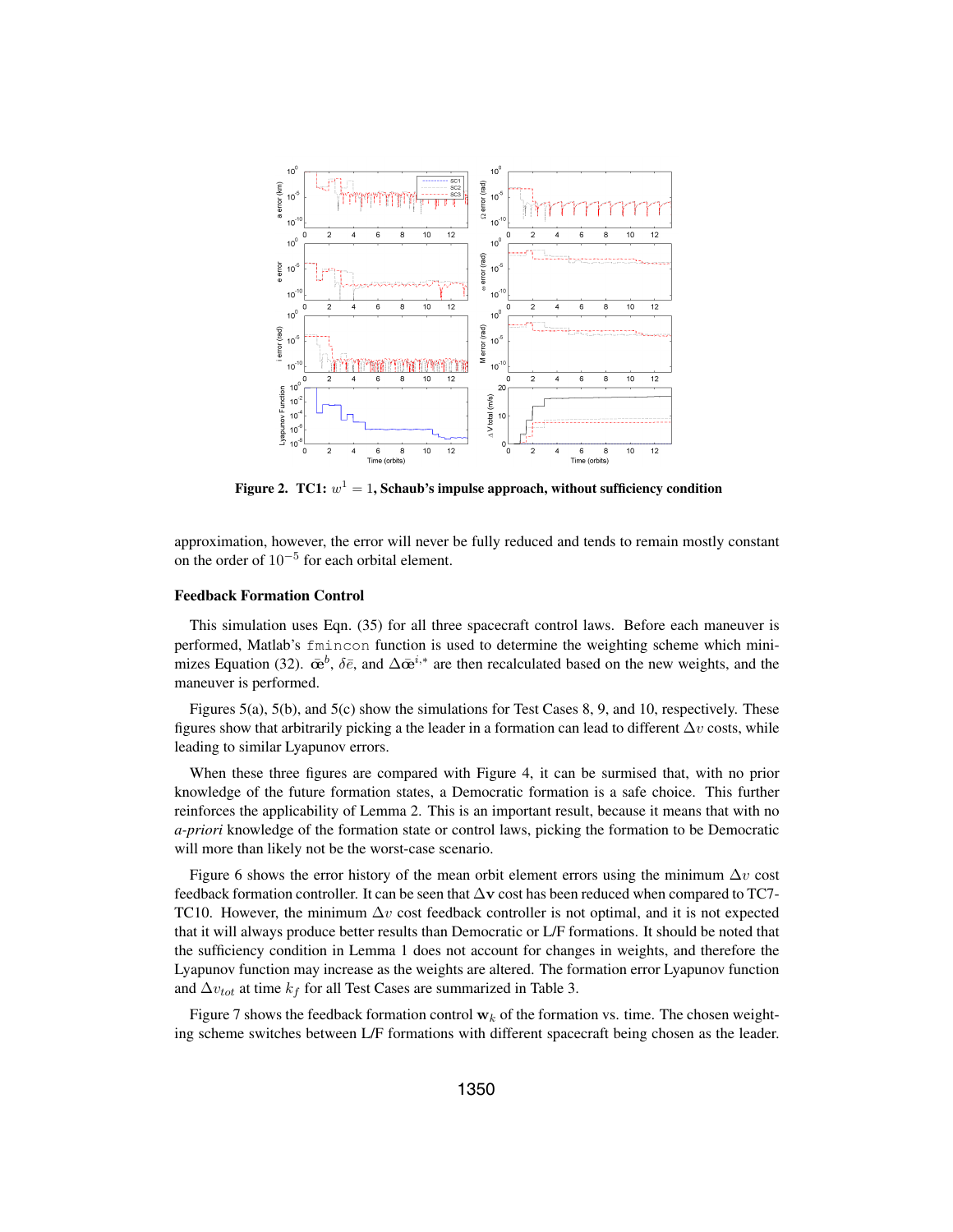Figure 2. TC1: $w^1 = 1$, Schaub's impulse approach, without sufficiency condition

approximation, however, the error will never be fully reduced and tends to remain mostly constant on the order of $10^{-5}$ for each orbital element.

### Feedback Formation Control

This simulation uses Eqn. (35) for all three spacecraft control laws. Before each maneuver is performed, Matlab's `fmincon` function is used to determine the weighting scheme which minimizes Equation (32). $\bar{\text{œ}}^b$, $\delta\bar{e}$, and $\Delta\bar{\text{œ}}^{i,*}$ are then recalculated based on the new weights, and the maneuver is performed.

Figures 5(a), 5(b), and 5(c) show the simulations for Test Cases 8, 9, and 10, respectively. These figures show that arbitrarily picking a the leader in a formation can lead to different $\Delta v$ costs, while leading to similar Lyapunov errors.

When these three figures are compared with Figure 4, it can be surmised that, with no prior knowledge of the future formation states, a Democratic formation is a safe choice. This further reinforces the applicability of Lemma 2. This is an important result, because it means that with no *a-priori* knowledge of the formation state or control laws, picking the formation to be Democratic will more than likely not be the worst-case scenario.

Figure 6 shows the error history of the mean orbit element errors using the minimum $\Delta v$ cost feedback formation controller. It can be seen that $\Delta\mathbf{v}$ cost has been reduced when compared to TC7-TC10. However, the minimum $\Delta v$ cost feedback controller is not optimal, and it is not expected that it will always produce better results than Democratic or L/F formations. It should be noted that the sufficiency condition in Lemma 1 does not account for changes in weights, and therefore the Lyapunov function may increase as the weights are altered. The formation error Lyapunov function and $\Delta v_{tot}$ at time $k_f$ for all Test Cases are summarized in Table 3.

Figure 7 shows the feedback formation control $\mathbf{w}_k$ of the formation vs. time. The chosen weighting scheme switches between L/F formations with different spacecraft being chosen as the leader.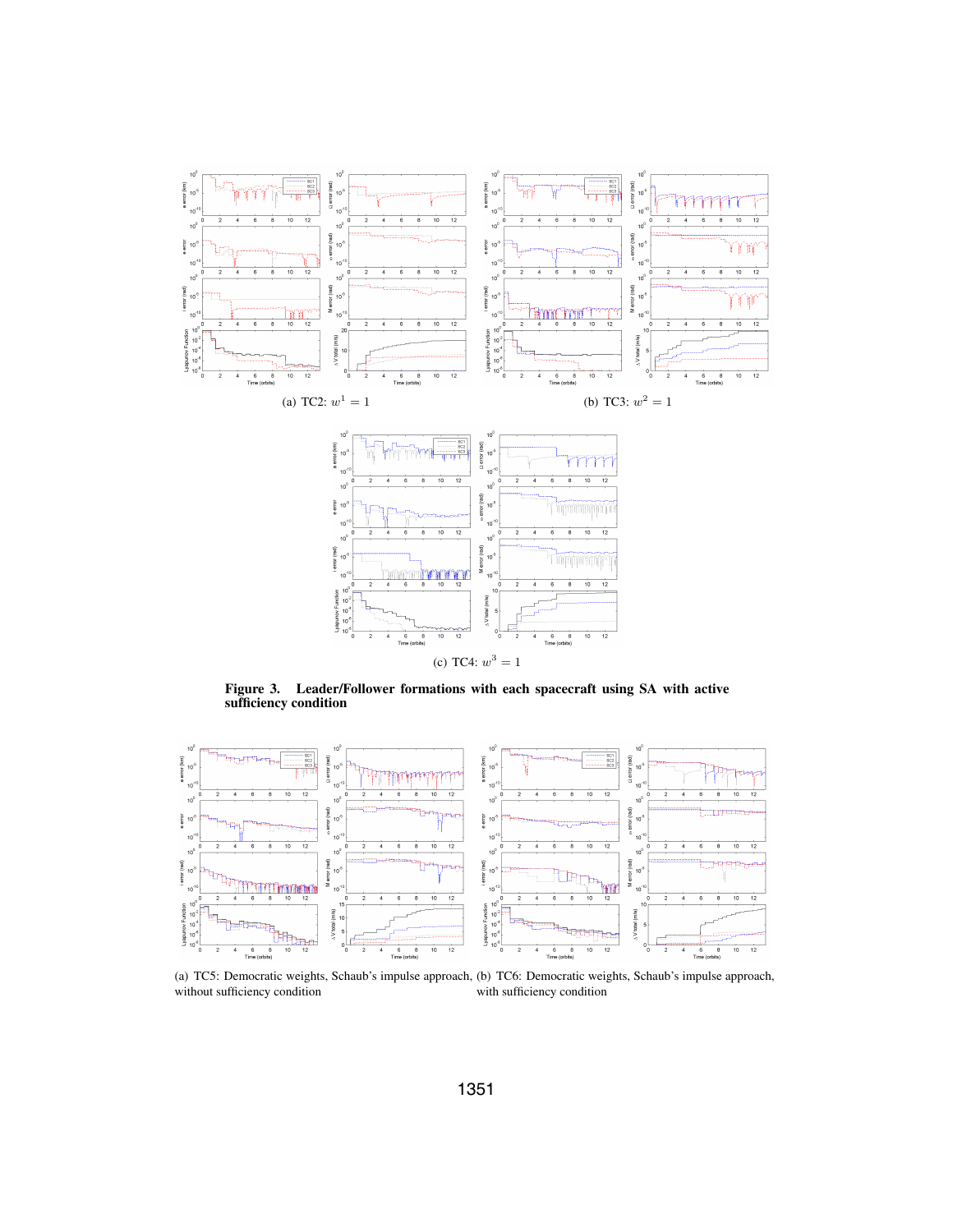(a) TC2: $w^1 = 1$

(b) TC3: $w^2 = 1$

(c) TC4: $w^3 = 1$

**Figure 3. Leader/Follower formations with each spacecraft using SA with active sufficiency condition**

(a) TC5: Democratic weights, Schaub's impulse approach, without sufficiency condition

(b) TC6: Democratic weights, Schaub's impulse approach, with sufficiency condition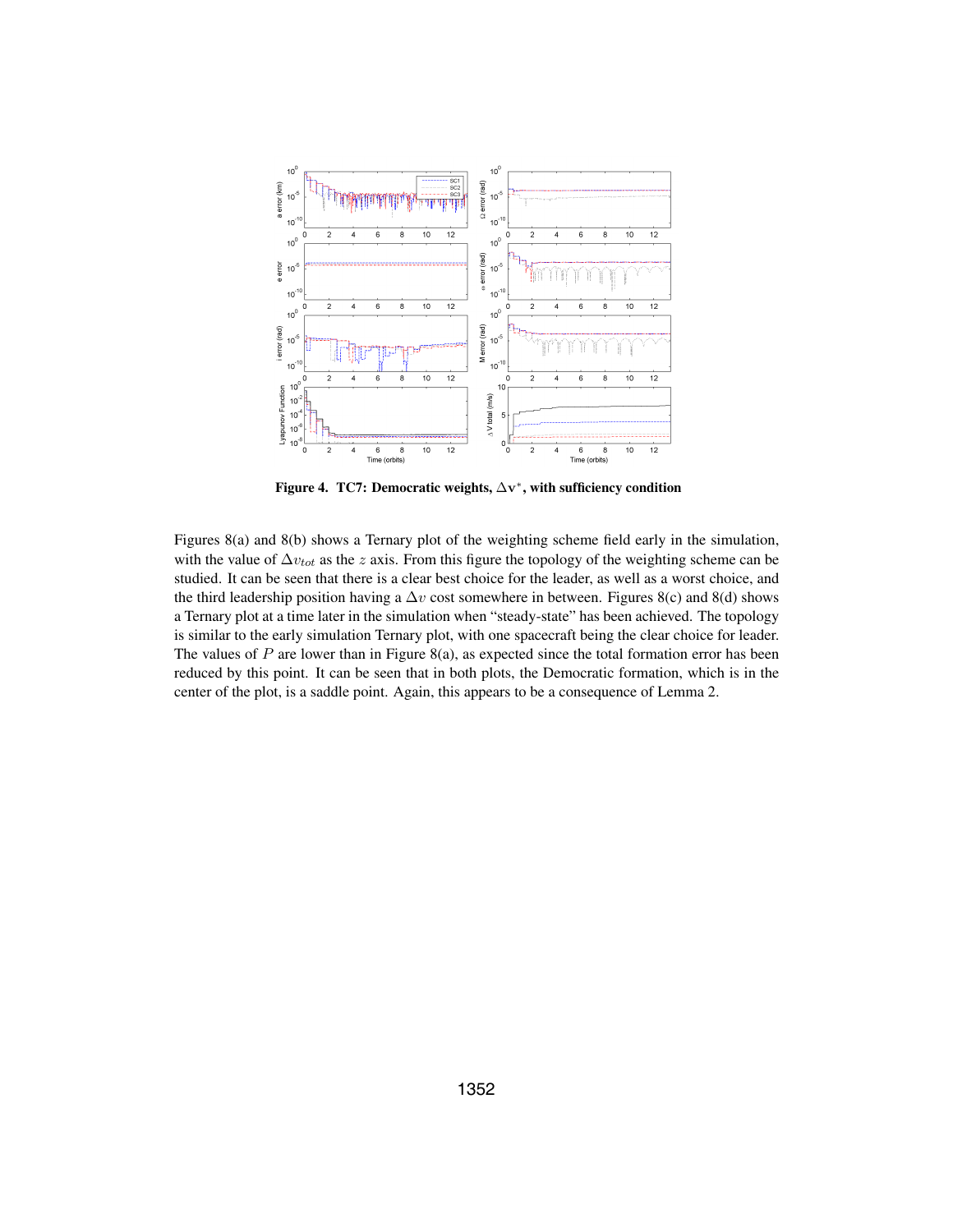**Figure 4. TC7: Democratic weights, $\triangle v^{*}$, with sufficiency condition**

Figures 8(a) and 8(b) shows a Ternary plot of the weighting scheme field early in the simulation, with the value of $\Delta v_{tot}$ as the $z$ axis. From this figure the topology of the weighting scheme can be studied. It can be seen that there is a clear best choice for the leader, as well as a worst choice, and the third leadership position having a $\Delta v$ cost somewhere in between. Figures 8(c) and 8(d) shows a Ternary plot at a time later in the simulation when "steady-state" has been achieved. The topology is similar to the early simulation Ternary plot, with one spacecraft being the clear choice for leader. The values of $P$ are lower than in Figure 8(a), as expected since the total formation error has been reduced by this point. It can be seen that in both plots, the Democratic formation, which is in the center of the plot, is a saddle point. Again, this appears to be a consequence of Lemma 2.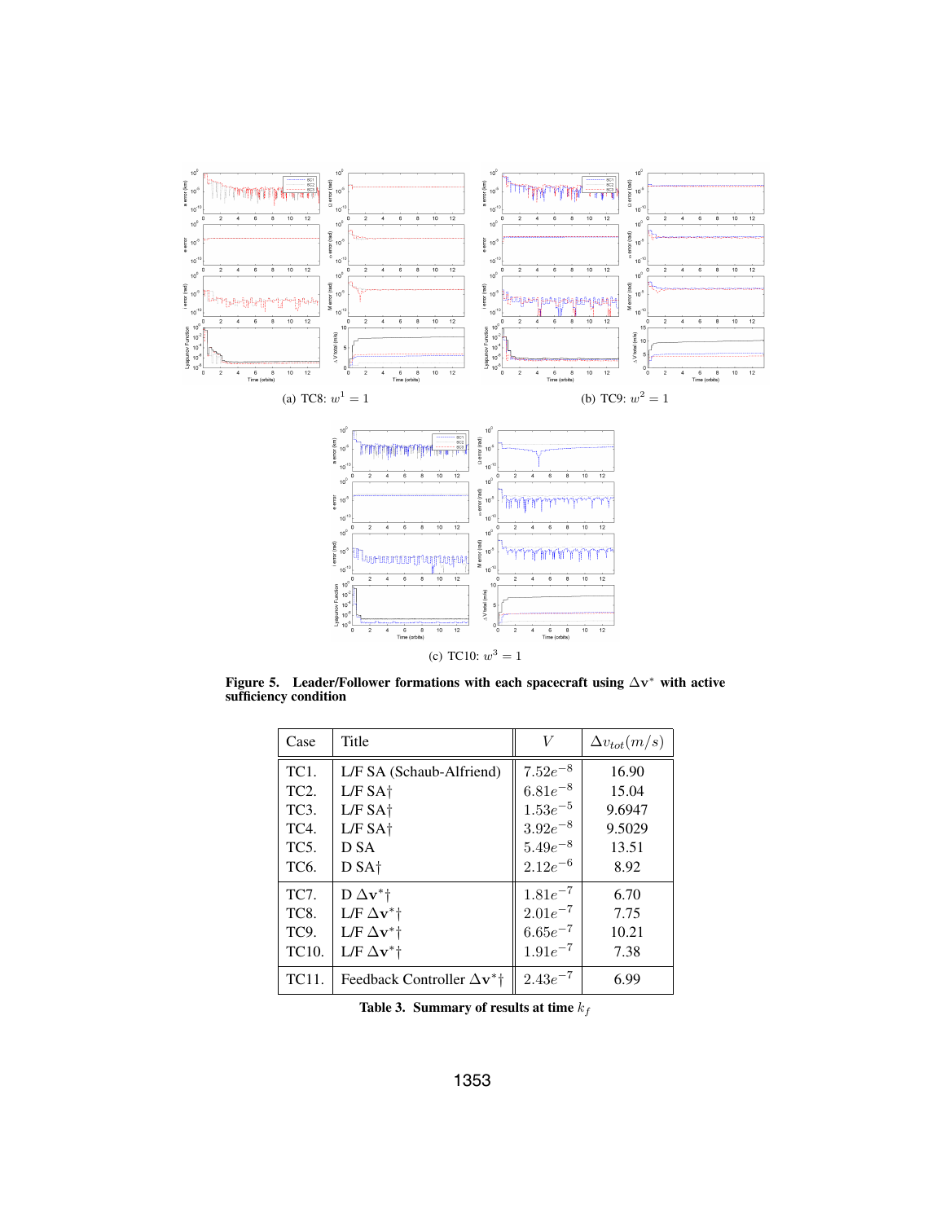(a) TC8: $w^1 = 1$

(b) TC9: $w^2 = 1$

(c) TC10: $w^3 = 1$

**Figure 5. Leader/Follower formations with each spacecraft using $\Delta\mathbf{v}^*$ with active sufficiency condition**

| Case | Title | $V$ | $\Delta v_{tot}(m/s)$ |
|---|---|---|---|
| TC1. | L/F SA (Schaub-Alfriend) | $7.52e^{-8}$ | 16.90 |
| TC2. | L/F SA† | $6.81e^{-8}$ | 15.04 |
| TC3. | L/F SA† | $1.53e^{-5}$ | 9.6947 |
| TC4. | L/F SA† | $3.92e^{-8}$ | 9.5029 |
| TC5. | D SA | $5.49e^{-8}$ | 13.51 |
| TC6. | D SA† | $2.12e^{-6}$ | 8.92 |
| TC7. | D $\Delta\mathbf{v}^*$† | $1.81e^{-7}$ | 6.70 |
| TC8. | L/F $\Delta\mathbf{v}^*$† | $2.01e^{-7}$ | 7.75 |
| TC9. | L/F $\Delta\mathbf{v}^*$† | $6.65e^{-7}$ | 10.21 |
| TC10. | L/F $\Delta\mathbf{v}^*$† | $1.91e^{-7}$ | 7.38 |
| TC11. | Feedback Controller $\Delta\mathbf{v}^*$† | $2.43e^{-7}$ | 6.99 |

**Table 3. Summary of results at time $k_f$**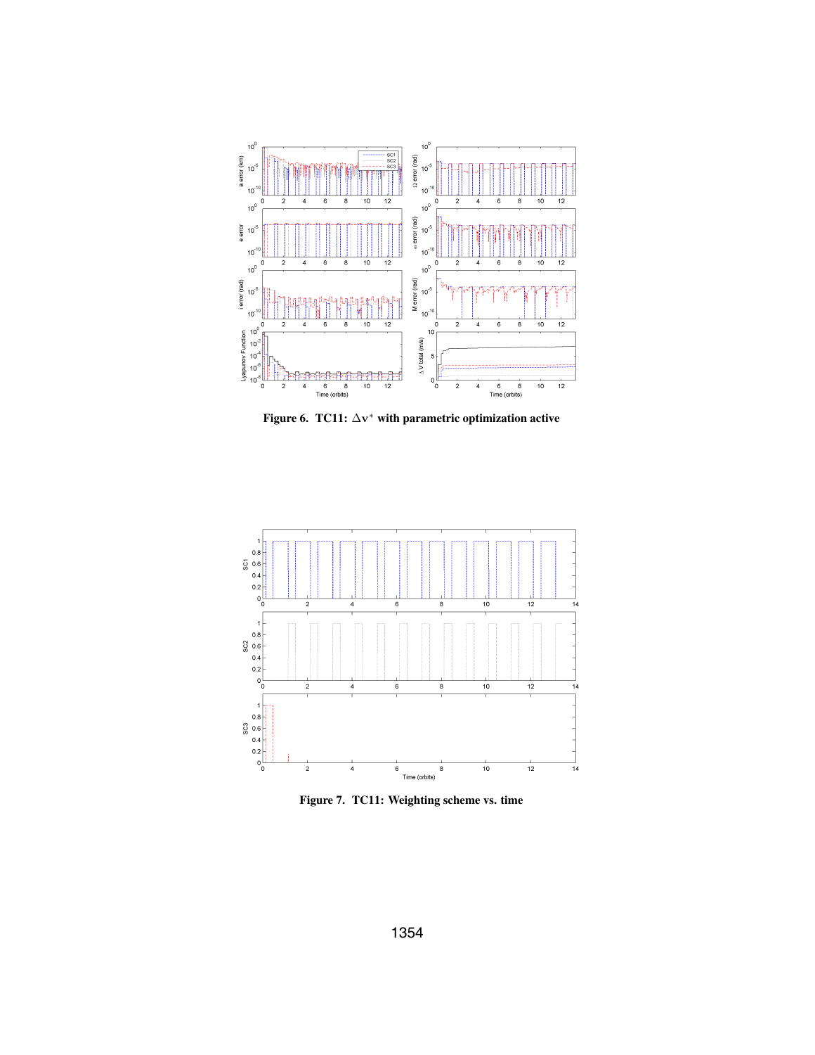Figure 6. TC11: $\Delta v^*$ with parametric optimization active

Figure 7. TC11: Weighting scheme vs. time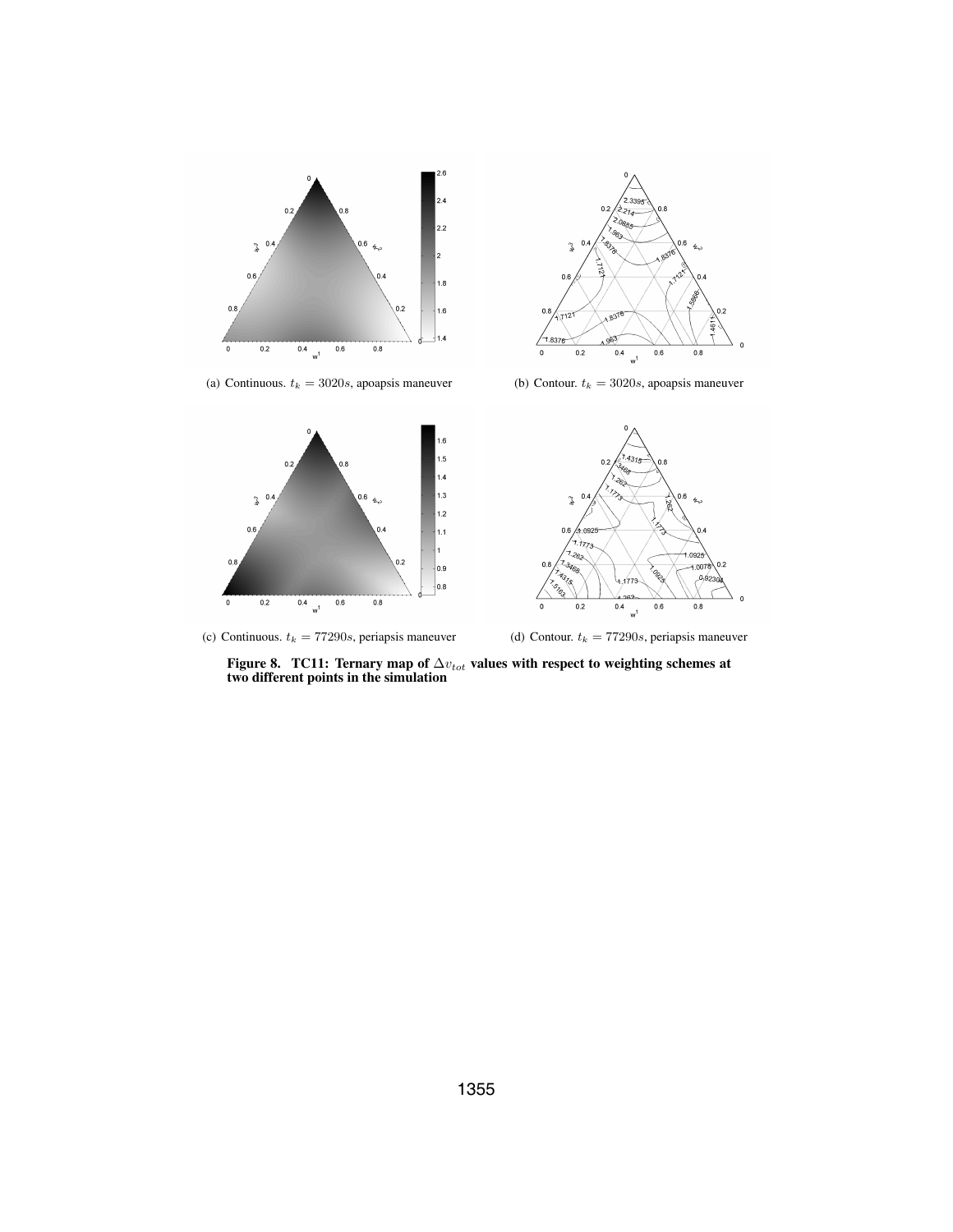(a) Continuous. $t_k = 3020s$, apoapsis maneuver

(b) Contour. $t_k = 3020s$, apoapsis maneuver

(c) Continuous. $t_k = 77290s$, periapsis maneuver

(d) Contour. $t_k = 77290s$, periapsis maneuver

**Figure 8. TC11: Ternary map of $\Delta v_{tot}$ values with respect to weighting schemes at two different points in the simulation**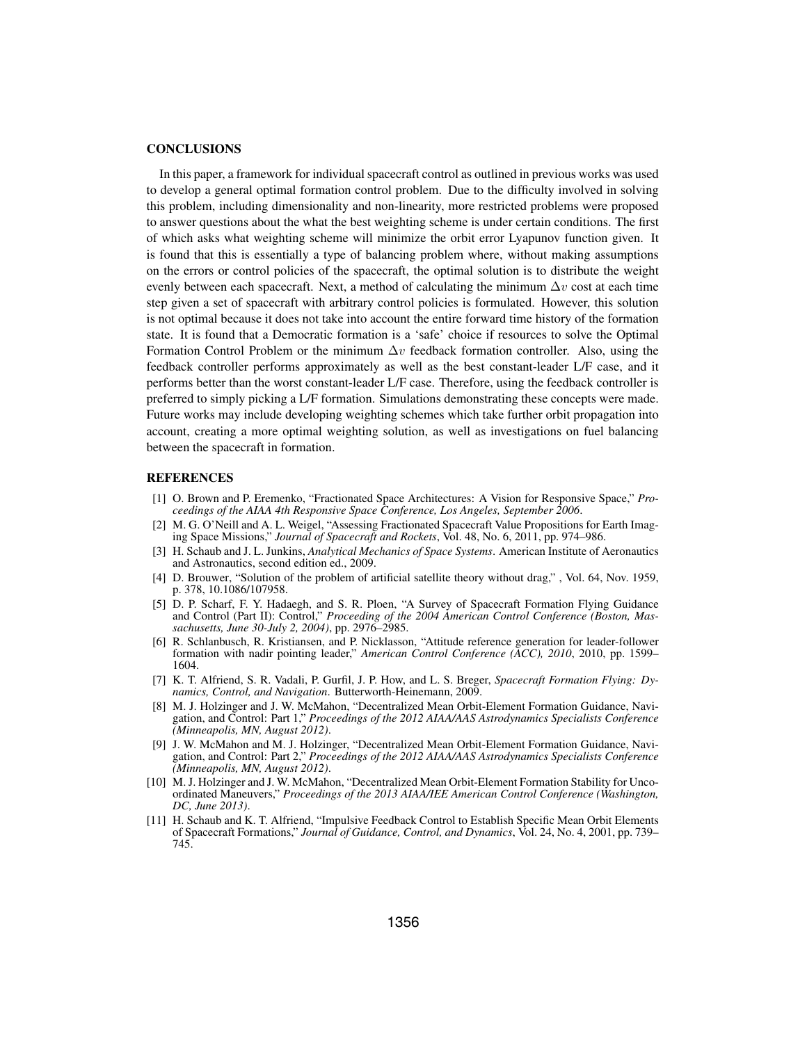## CONCLUSIONS

In this paper, a framework for individual spacecraft control as outlined in previous works was used to develop a general optimal formation control problem. Due to the difficulty involved in solving this problem, including dimensionality and non-linearity, more restricted problems were proposed to answer questions about the what the best weighting scheme is under certain conditions. The first of which asks what weighting scheme will minimize the orbit error Lyapunov function given. It is found that this is essentially a type of balancing problem where, without making assumptions on the errors or control policies of the spacecraft, the optimal solution is to distribute the weight evenly between each spacecraft. Next, a method of calculating the minimum $\Delta v$ cost at each time step given a set of spacecraft with arbitrary control policies is formulated. However, this solution is not optimal because it does not take into account the entire forward time history of the formation state. It is found that a Democratic formation is a 'safe' choice if resources to solve the Optimal Formation Control Problem or the minimum $\Delta v$ feedback formation controller. Also, using the feedback controller performs approximately as well as the best constant-leader L/F case, and it performs better than the worst constant-leader L/F case. Therefore, using the feedback controller is preferred to simply picking a L/F formation. Simulations demonstrating these concepts were made. Future works may include developing weighting schemes which take further orbit propagation into account, creating a more optimal weighting solution, as well as investigations on fuel balancing between the spacecraft in formation.

## REFERENCES

[1] O. Brown and P. Eremenko, "Fractionated Space Architectures: A Vision for Responsive Space," *Proceedings of the AIAA 4th Responsive Space Conference, Los Angeles, September 2006*.

[2] M. G. O'Neill and A. L. Weigel, "Assessing Fractionated Spacecraft Value Propositions for Earth Imaging Space Missions," *Journal of Spacecraft and Rockets*, Vol. 48, No. 6, 2011, pp. 974–986.

[3] H. Schaub and J. L. Junkins, *Analytical Mechanics of Space Systems*. American Institute of Aeronautics and Astronautics, second edition ed., 2009.

[4] D. Brouwer, "Solution of the problem of artificial satellite theory without drag," , Vol. 64, Nov. 1959, p. 378, 10.1086/107958.

[5] D. P. Scharf, F. Y. Hadaegh, and S. R. Ploen, "A Survey of Spacecraft Formation Flying Guidance and Control (Part II): Control," *Proceeding of the 2004 American Control Conference (Boston, Massachusetts, June 30-July 2, 2004)*, pp. 2976–2985.

[6] R. Schlanbusch, R. Kristiansen, and P. Nicklasson, "Attitude reference generation for leader-follower formation with nadir pointing leader," *American Control Conference (ACC), 2010*, 2010, pp. 1599–1604.

[7] K. T. Alfriend, S. R. Vadali, P. Gurfil, J. P. How, and L. S. Breger, *Spacecraft Formation Flying: Dynamics, Control, and Navigation*. Butterworth-Heinemann, 2009.

[8] M. J. Holzinger and J. W. McMahon, "Decentralized Mean Orbit-Element Formation Guidance, Navigation, and Control: Part 1," *Proceedings of the 2012 AIAA/AAS Astrodynamics Specialists Conference (Minneapolis, MN, August 2012)*.

[9] J. W. McMahon and M. J. Holzinger, "Decentralized Mean Orbit-Element Formation Guidance, Navigation, and Control: Part 2," *Proceedings of the 2012 AIAA/AAS Astrodynamics Specialists Conference (Minneapolis, MN, August 2012)*.

[10] M. J. Holzinger and J. W. McMahon, "Decentralized Mean Orbit-Element Formation Stability for Uncoordinated Maneuvers," *Proceedings of the 2013 AIAA/IEE American Control Conference (Washington, DC, June 2013)*.

[11] H. Schaub and K. T. Alfriend, "Impulsive Feedback Control to Establish Specific Mean Orbit Elements of Spacecraft Formations," *Journal of Guidance, Control, and Dynamics*, Vol. 24, No. 4, 2001, pp. 739–745.